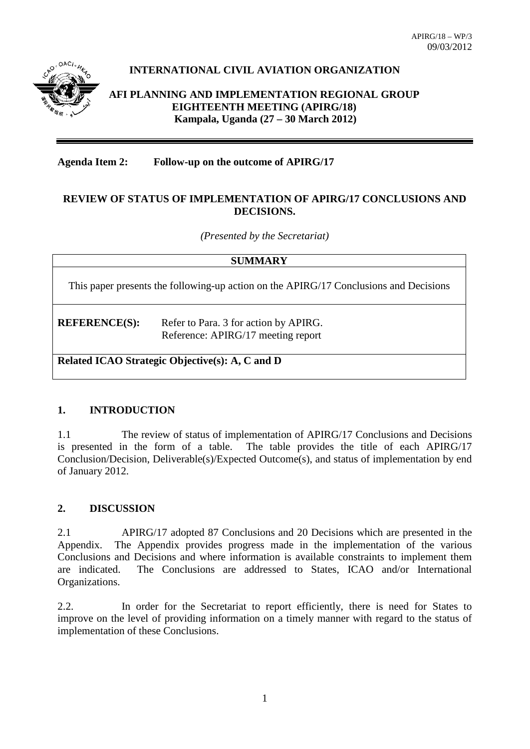APIRG/18 – WP/3
09/03/2012

**INTERNATIONAL CIVIL AVIATION ORGANIZATION**

**AFI PLANNING AND IMPLEMENTATION REGIONAL GROUP EIGHTEENTH MEETING (APIRG/18)**
**Kampala, Uganda (27 – 30 March 2012)**

---

**Agenda Item 2: Follow-up on the outcome of APIRG/17**

**REVIEW OF STATUS OF IMPLEMENTATION OF APIRG/17 CONCLUSIONS AND DECISIONS.**

*(Presented by the Secretariat)*

| **SUMMARY** |
|---|
| This paper presents the following-up action on the APIRG/17 Conclusions and Decisions |
| **REFERENCE(S):** Refer to Para. 3 for action by APIRG. Reference: APIRG/17 meeting report |
| **Related ICAO Strategic Objective(s): A, C and D** |

## 1. INTRODUCTION

1.1 The review of status of implementation of APIRG/17 Conclusions and Decisions is presented in the form of a table. The table provides the title of each APIRG/17 Conclusion/Decision, Deliverable(s)/Expected Outcome(s), and status of implementation by end of January 2012.

## 2. DISCUSSION

2.1 APIRG/17 adopted 87 Conclusions and 20 Decisions which are presented in the Appendix. The Appendix provides progress made in the implementation of the various Conclusions and Decisions and where information is available constraints to implement them are indicated. The Conclusions are addressed to States, ICAO and/or International Organizations.

2.2. In order for the Secretariat to report efficiently, there is need for States to improve on the level of providing information on a timely manner with regard to the status of implementation of these Conclusions.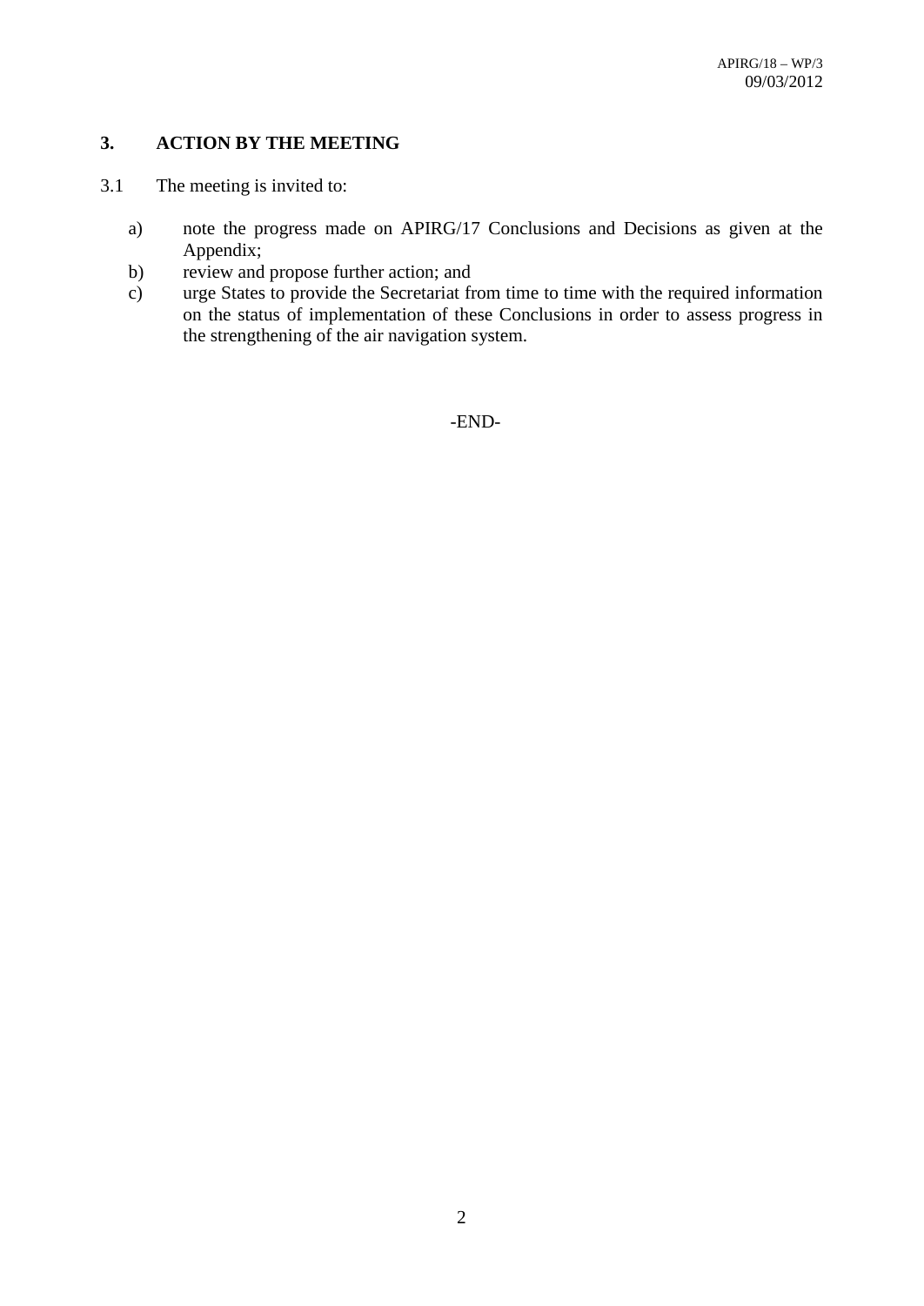## 3. ACTION BY THE MEETING

3.1 The meeting is invited to:

a) note the progress made on APIRG/17 Conclusions and Decisions as given at the Appendix;
b) review and propose further action; and
c) urge States to provide the Secretariat from time to time with the required information on the status of implementation of these Conclusions in order to assess progress in the strengthening of the air navigation system.

-END-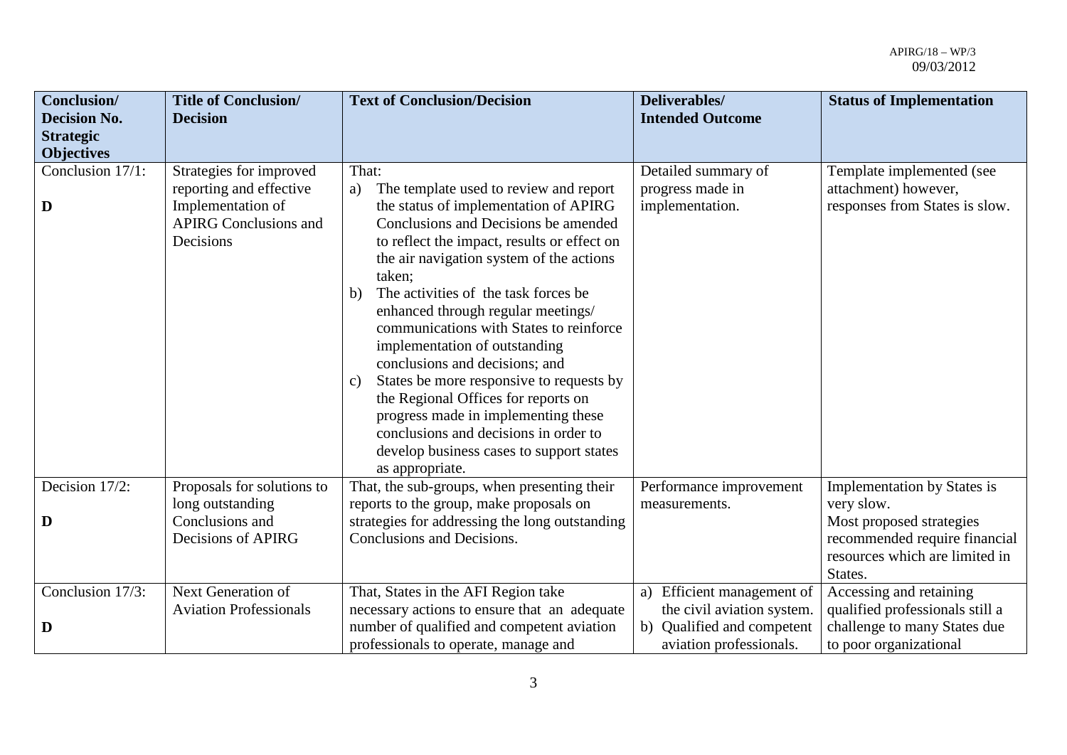| Conclusion/ Decision No. Strategic Objectives | Title of Conclusion/ Decision | Text of Conclusion/Decision | Deliverables/ Intended Outcome | Status of Implementation |
|---|---|---|---|---|
| Conclusion 17/1: **D** | Strategies for improved reporting and effective Implementation of APIRG Conclusions and Decisions | That: a) The template used to review and report the status of implementation of APIRG Conclusions and Decisions be amended to reflect the impact, results or effect on the air navigation system of the actions taken; b) The activities of the task forces be enhanced through regular meetings/ communications with States to reinforce implementation of outstanding conclusions and decisions; and c) States be more responsive to requests by the Regional Offices for reports on progress made in implementing these conclusions and decisions in order to develop business cases to support states as appropriate. | Detailed summary of progress made in implementation. | Template implemented (see attachment) however, responses from States is slow. |
| Decision 17/2: **D** | Proposals for solutions to long outstanding Conclusions and Decisions of APIRG | That, the sub-groups, when presenting their reports to the group, make proposals on strategies for addressing the long outstanding Conclusions and Decisions. | Performance improvement measurements. | Implementation by States is very slow. Most proposed strategies recommended require financial resources which are limited in States. |
| Conclusion 17/3: **D** | Next Generation of Aviation Professionals | That, States in the AFI Region take necessary actions to ensure that an adequate number of qualified and competent aviation professionals to operate, manage and | a) Efficient management of the civil aviation system. b) Qualified and competent aviation professionals. | Accessing and retaining qualified professionals still a challenge to many States due to poor organizational |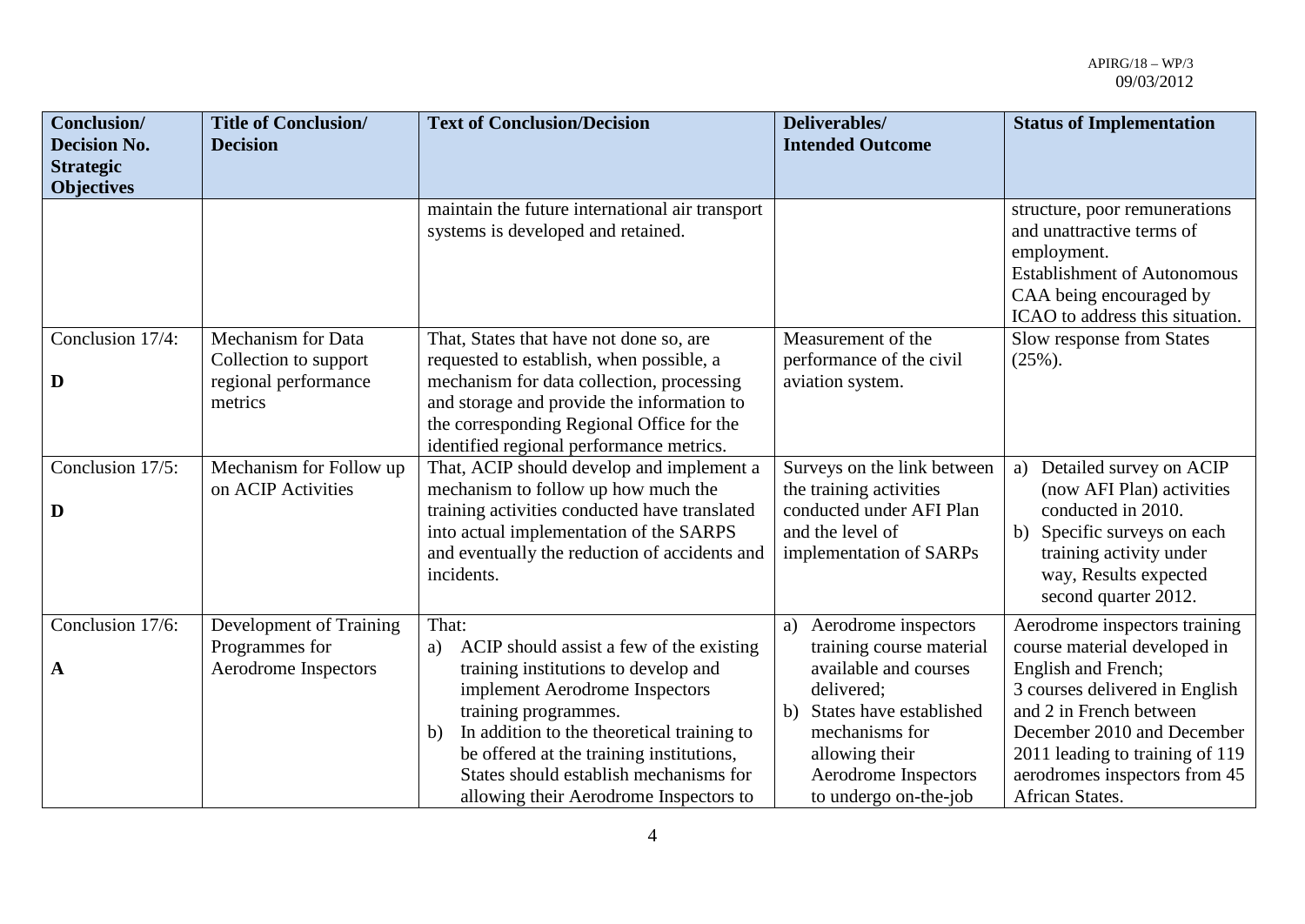| Conclusion/ Decision No. Strategic Objectives | Title of Conclusion/ Decision | Text of Conclusion/Decision | Deliverables/ Intended Outcome | Status of Implementation |
|---|---|---|---|---|
| | | maintain the future international air transport systems is developed and retained. | | structure, poor remunerations and unattractive terms of employment.<br>Establishment of Autonomous CAA being encouraged by ICAO to address this situation. |
| Conclusion 17/4:<br><br>**D** | Mechanism for Data Collection to support regional performance metrics | That, States that have not done so, are requested to establish, when possible, a mechanism for data collection, processing and storage and provide the information to the corresponding Regional Office for the identified regional performance metrics. | Measurement of the performance of the civil aviation system. | Slow response from States (25%). |
| Conclusion 17/5:<br><br>**D** | Mechanism for Follow up on ACIP Activities | That, ACIP should develop and implement a mechanism to follow up how much the training activities conducted have translated into actual implementation of the SARPS and eventually the reduction of accidents and incidents. | Surveys on the link between the training activities conducted under AFI Plan and the level of implementation of SARPs | a) Detailed survey on ACIP (now AFI Plan) activities conducted in 2010.<br>b) Specific surveys on each training activity under way, Results expected second quarter 2012. |
| Conclusion 17/6:<br><br>**A** | Development of Training Programmes for Aerodrome Inspectors | That:<br>a) ACIP should assist a few of the existing training institutions to develop and implement Aerodrome Inspectors training programmes.<br>b) In addition to the theoretical training to be offered at the training institutions, States should establish mechanisms for allowing their Aerodrome Inspectors to | a) Aerodrome inspectors training course material available and courses delivered;<br>b) States have established mechanisms for allowing their Aerodrome Inspectors to undergo on-the-job | Aerodrome inspectors training course material developed in English and French;<br>3 courses delivered in English and 2 in French between December 2010 and December 2011 leading to training of 119 aerodromes inspectors from 45 African States. |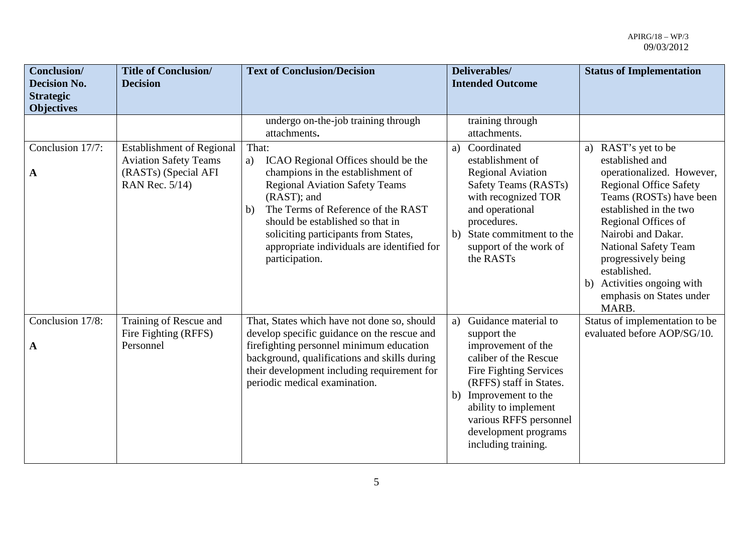| Conclusion/ Decision No. Strategic Objectives | Title of Conclusion/ Decision | Text of Conclusion/Decision | Deliverables/ Intended Outcome | Status of Implementation |
|---|---|---|---|---|
| | | undergo on-the-job training through attachments**.** | training through attachments. | |
| Conclusion 17/7:<br><br>**A** | Establishment of Regional Aviation Safety Teams (RASTs) (Special AFI RAN Rec. 5/14) | That:<br>a) ICAO Regional Offices should be the champions in the establishment of Regional Aviation Safety Teams (RAST); and<br>b) The Terms of Reference of the RAST should be established so that in soliciting participants from States, appropriate individuals are identified for participation. | a) Coordinated establishment of Regional Aviation Safety Teams (RASTs) with recognized TOR and operational procedures.<br>b) State commitment to the support of the work of the RASTs | a) RAST's yet to be established and operationalized. However, Regional Office Safety Teams (ROSTs) have been established in the two Regional Offices of Nairobi and Dakar. National Safety Team progressively being established.<br>b) Activities ongoing with emphasis on States under MARB. |
| Conclusion 17/8:<br><br>**A** | Training of Rescue and Fire Fighting (RFFS) Personnel | That, States which have not done so, should develop specific guidance on the rescue and firefighting personnel minimum education background, qualifications and skills during their development including requirement for periodic medical examination. | a) Guidance material to support the improvement of the caliber of the Rescue Fire Fighting Services (RFFS) staff in States.<br>b) Improvement to the ability to implement various RFFS personnel development programs including training. | Status of implementation to be evaluated before AOP/SG/10. |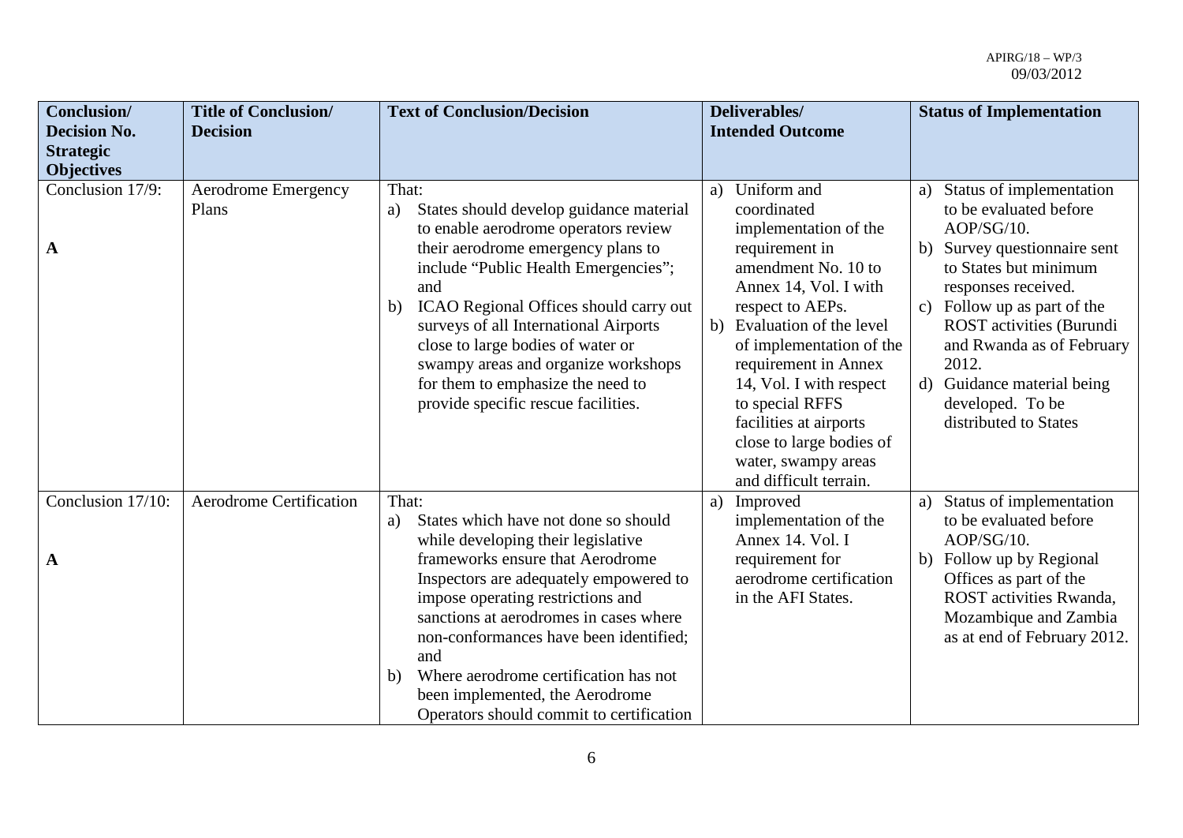| Conclusion/ Decision No. Strategic Objectives | Title of Conclusion/ Decision | Text of Conclusion/Decision | Deliverables/ Intended Outcome | Status of Implementation |
|---|---|---|---|---|
| Conclusion 17/9:<br><br>**A** | Aerodrome Emergency Plans | That:<br>a) States should develop guidance material to enable aerodrome operators review their aerodrome emergency plans to include "Public Health Emergencies"; and<br>b) ICAO Regional Offices should carry out surveys of all International Airports close to large bodies of water or swampy areas and organize workshops for them to emphasize the need to provide specific rescue facilities. | a) Uniform and coordinated implementation of the requirement in amendment No. 10 to Annex 14, Vol. I with respect to AEPs.<br>b) Evaluation of the level of implementation of the requirement in Annex 14, Vol. I with respect to special RFFS facilities at airports close to large bodies of water, swampy areas and difficult terrain. | a) Status of implementation to be evaluated before AOP/SG/10.<br>b) Survey questionnaire sent to States but minimum responses received.<br>c) Follow up as part of the ROST activities (Burundi and Rwanda as of February 2012.<br>d) Guidance material being developed. To be distributed to States |
| Conclusion 17/10:<br><br>**A** | Aerodrome Certification | That:<br>a) States which have not done so should while developing their legislative frameworks ensure that Aerodrome Inspectors are adequately empowered to impose operating restrictions and sanctions at aerodromes in cases where non-conformances have been identified; and<br>b) Where aerodrome certification has not been implemented, the Aerodrome Operators should commit to certification | a) Improved implementation of the Annex 14. Vol. I requirement for aerodrome certification in the AFI States. | a) Status of implementation to be evaluated before AOP/SG/10.<br>b) Follow up by Regional Offices as part of the ROST activities Rwanda, Mozambique and Zambia as at end of February 2012. |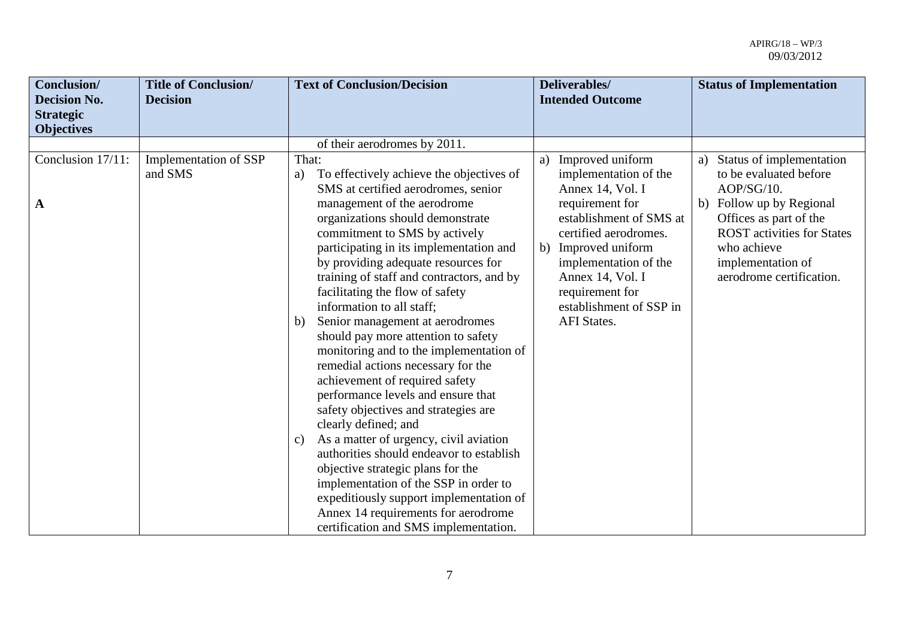| Conclusion/ Decision No. Strategic Objectives | Title of Conclusion/ Decision | Text of Conclusion/Decision | Deliverables/ Intended Outcome | Status of Implementation |
|---|---|---|---|---|
| | | of their aerodromes by 2011. | | |
| Conclusion 17/11: **A** | Implementation of SSP and SMS | That: a) To effectively achieve the objectives of SMS at certified aerodromes, senior management of the aerodrome organizations should demonstrate commitment to SMS by actively participating in its implementation and by providing adequate resources for training of staff and contractors, and by facilitating the flow of safety information to all staff; b) Senior management at aerodromes should pay more attention to safety monitoring and to the implementation of remedial actions necessary for the achievement of required safety performance levels and ensure that safety objectives and strategies are clearly defined; and c) As a matter of urgency, civil aviation authorities should endeavor to establish objective strategic plans for the implementation of the SSP in order to expeditiously support implementation of Annex 14 requirements for aerodrome certification and SMS implementation. | a) Improved uniform implementation of the Annex 14, Vol. I requirement for establishment of SMS at certified aerodromes. b) Improved uniform implementation of the Annex 14, Vol. I requirement for establishment of SSP in AFI States. | a) Status of implementation to be evaluated before AOP/SG/10. b) Follow up by Regional Offices as part of the ROST activities for States who achieve implementation of aerodrome certification. |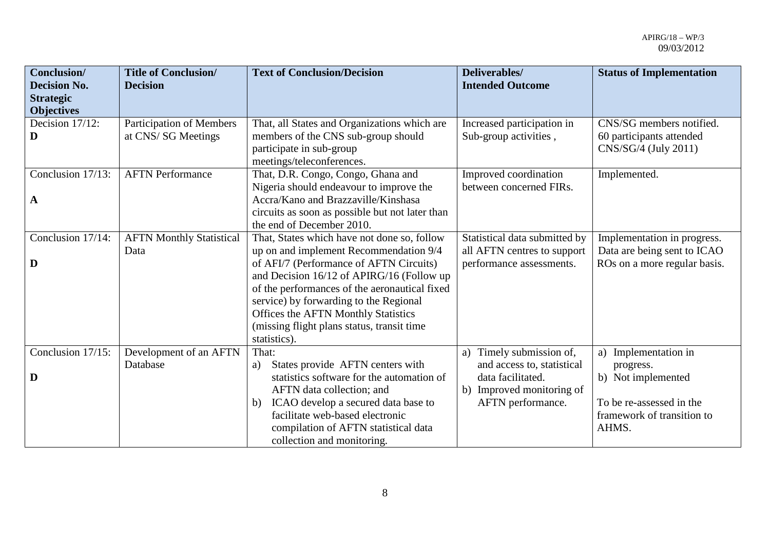| Conclusion/ Decision No. Strategic Objectives | Title of Conclusion/ Decision | Text of Conclusion/Decision | Deliverables/ Intended Outcome | Status of Implementation |
|---|---|---|---|---|
| Decision 17/12: **D** | Participation of Members at CNS/ SG Meetings | That, all States and Organizations which are members of the CNS sub-group should participate in sub-group meetings/teleconferences. | Increased participation in Sub-group activities , | CNS/SG members notified. 60 participants attended CNS/SG/4 (July 2011) |
| Conclusion 17/13: **A** | AFTN Performance | That, D.R. Congo, Congo, Ghana and Nigeria should endeavour to improve the Accra/Kano and Brazzaville/Kinshasa circuits as soon as possible but not later than the end of December 2010. | Improved coordination between concerned FIRs. | Implemented. |
| Conclusion 17/14: **D** | AFTN Monthly Statistical Data | That, States which have not done so, follow up on and implement Recommendation 9/4 of AFI/7 (Performance of AFTN Circuits) and Decision 16/12 of APIRG/16 (Follow up of the performances of the aeronautical fixed service) by forwarding to the Regional Offices the AFTN Monthly Statistics (missing flight plans status, transit time statistics). | Statistical data submitted by all AFTN centres to support performance assessments. | Implementation in progress. Data are being sent to ICAO ROs on a more regular basis. |
| Conclusion 17/15: **D** | Development of an AFTN Database | That: a) States provide AFTN centers with statistics software for the automation of AFTN data collection; and b) ICAO develop a secured data base to facilitate web-based electronic compilation of AFTN statistical data collection and monitoring. | a) Timely submission of, and access to, statistical data facilitated. b) Improved monitoring of AFTN performance. | a) Implementation in progress. b) Not implemented. To be re-assessed in the framework of transition to AHMS. |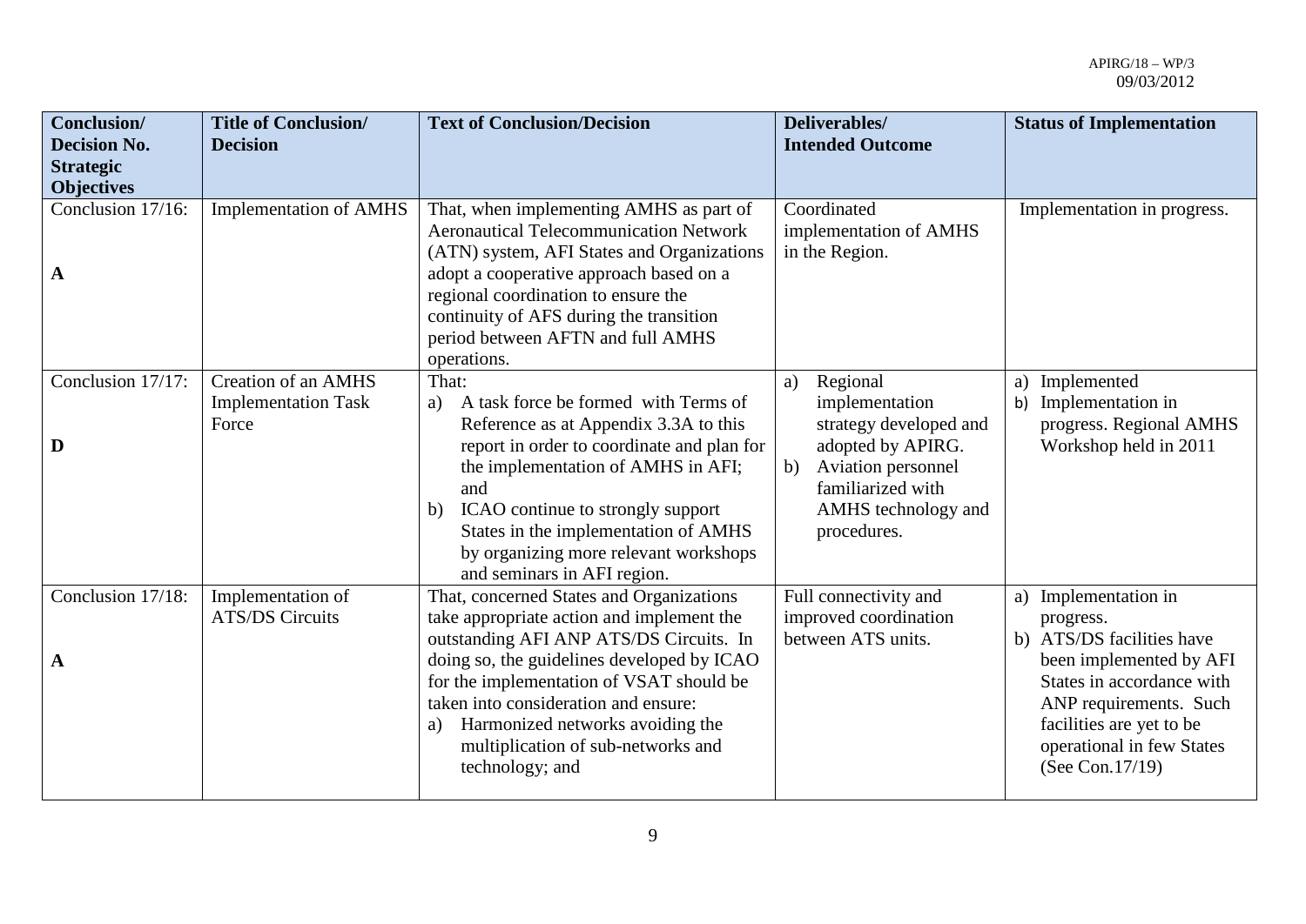| Conclusion/ Decision No. Strategic Objectives | Title of Conclusion/ Decision | Text of Conclusion/Decision | Deliverables/ Intended Outcome | Status of Implementation |
|---|---|---|---|---|
| Conclusion 17/16: <br><br> **A** | Implementation of AMHS | That, when implementing AMHS as part of Aeronautical Telecommunication Network (ATN) system, AFI States and Organizations adopt a cooperative approach based on a regional coordination to ensure the continuity of AFS during the transition period between AFTN and full AMHS operations. | Coordinated implementation of AMHS in the Region. | Implementation in progress. |
| Conclusion 17/17: <br><br> **D** | Creation of an AMHS Implementation Task Force | That: <br> a) A task force be formed with Terms of Reference as at Appendix 3.3A to this report in order to coordinate and plan for the implementation of AMHS in AFI; and <br> b) ICAO continue to strongly support States in the implementation of AMHS by organizing more relevant workshops and seminars in AFI region. | a) Regional implementation strategy developed and adopted by APIRG. <br> b) Aviation personnel familiarized with AMHS technology and procedures. | a) Implemented <br> b) Implementation in progress. Regional AMHS Workshop held in 2011 |
| Conclusion 17/18: <br><br> **A** | Implementation of ATS/DS Circuits | That, concerned States and Organizations take appropriate action and implement the outstanding AFI ANP ATS/DS Circuits. In doing so, the guidelines developed by ICAO for the implementation of VSAT should be taken into consideration and ensure: <br> a) Harmonized networks avoiding the multiplication of sub-networks and technology; and | Full connectivity and improved coordination between ATS units. | a) Implementation in progress. <br> b) ATS/DS facilities have been implemented by AFI States in accordance with ANP requirements. Such facilities are yet to be operational in few States (See Con.17/19) |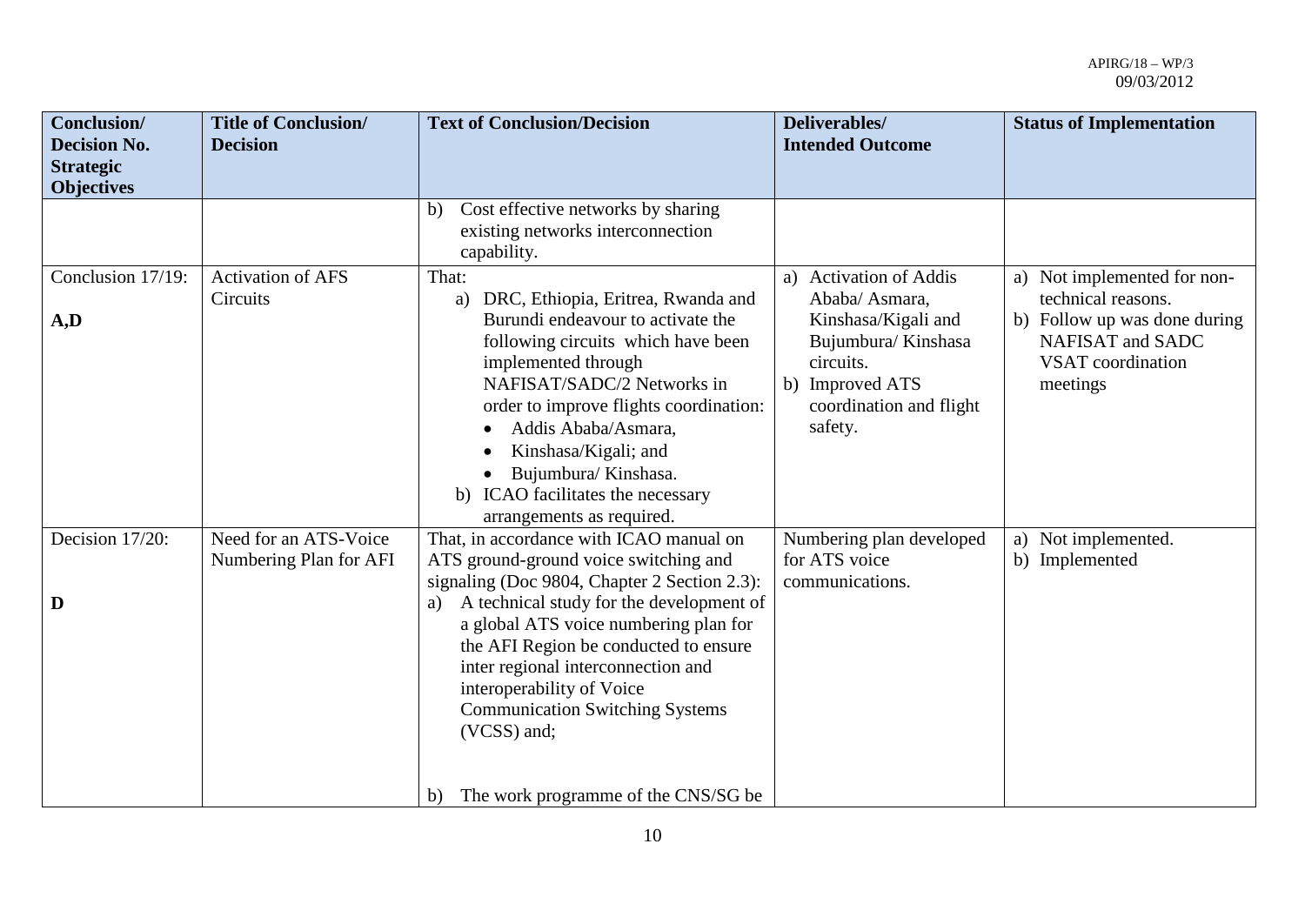| Conclusion/ Decision No. Strategic Objectives | Title of Conclusion/ Decision | Text of Conclusion/Decision | Deliverables/ Intended Outcome | Status of Implementation |
|---|---|---|---|---|
| | | b) Cost effective networks by sharing existing networks interconnection capability. | | |
| Conclusion 17/19: <br><br> **A,D** | Activation of AFS Circuits | That: <br> a) DRC, Ethiopia, Eritrea, Rwanda and Burundi endeavour to activate the following circuits which have been implemented through NAFISAT/SADC/2 Networks in order to improve flights coordination: <br> • Addis Ababa/Asmara, <br> • Kinshasa/Kigali; and <br> • Bujumbura/ Kinshasa. <br> b) ICAO facilitates the necessary arrangements as required. | a) Activation of Addis Ababa/ Asmara, Kinshasa/Kigali and Bujumbura/ Kinshasa circuits. <br> b) Improved ATS coordination and flight safety. | a) Not implemented for non-technical reasons. <br> b) Follow up was done during NAFISAT and SADC VSAT coordination meetings |
| Decision 17/20: <br><br> **D** | Need for an ATS-Voice Numbering Plan for AFI | That, in accordance with ICAO manual on ATS ground-ground voice switching and signaling (Doc 9804, Chapter 2 Section 2.3): <br> a) A technical study for the development of a global ATS voice numbering plan for the AFI Region be conducted to ensure inter regional interconnection and interoperability of Voice Communication Switching Systems (VCSS) and; <br><br> b) The work programme of the CNS/SG be | Numbering plan developed for ATS voice communications. | a) Not implemented. <br> b) Implemented |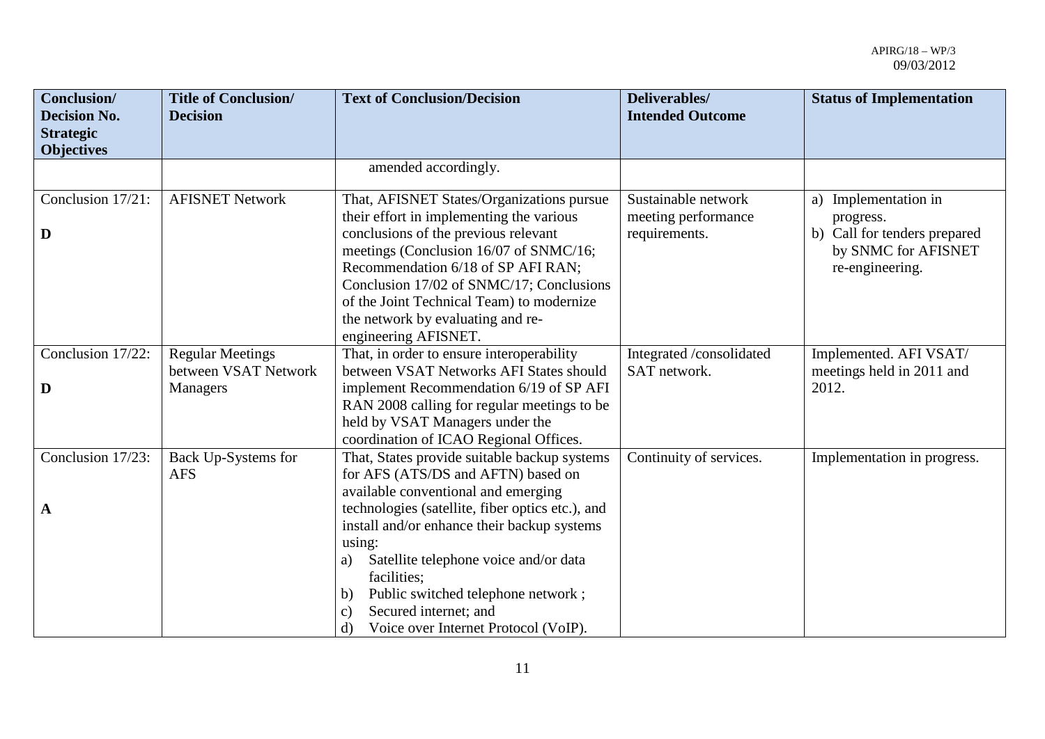| Conclusion/ Decision No. Strategic Objectives | Title of Conclusion/ Decision | Text of Conclusion/Decision | Deliverables/ Intended Outcome | Status of Implementation |
|---|---|---|---|---|
| | | amended accordingly. | | |
| Conclusion 17/21: **D** | AFISNET Network | That, AFISNET States/Organizations pursue their effort in implementing the various conclusions of the previous relevant meetings (Conclusion 16/07 of SNMC/16; Recommendation 6/18 of SP AFI RAN; Conclusion 17/02 of SNMC/17; Conclusions of the Joint Technical Team) to modernize the network by evaluating and re-engineering AFISNET. | Sustainable network meeting performance requirements. | a) Implementation in progress. b) Call for tenders prepared by SNMC for AFISNET re-engineering. |
| Conclusion 17/22: **D** | Regular Meetings between VSAT Network Managers | That, in order to ensure interoperability between VSAT Networks AFI States should implement Recommendation 6/19 of SP AFI RAN 2008 calling for regular meetings to be held by VSAT Managers under the coordination of ICAO Regional Offices. | Integrated /consolidated SAT network. | Implemented. AFI VSAT/ meetings held in 2011 and 2012. |
| Conclusion 17/23: **A** | Back Up-Systems for AFS | That, States provide suitable backup systems for AFS (ATS/DS and AFTN) based on available conventional and emerging technologies (satellite, fiber optics etc.), and install and/or enhance their backup systems using: a) Satellite telephone voice and/or data facilities; b) Public switched telephone network ; c) Secured internet; and d) Voice over Internet Protocol (VoIP). | Continuity of services. | Implementation in progress. |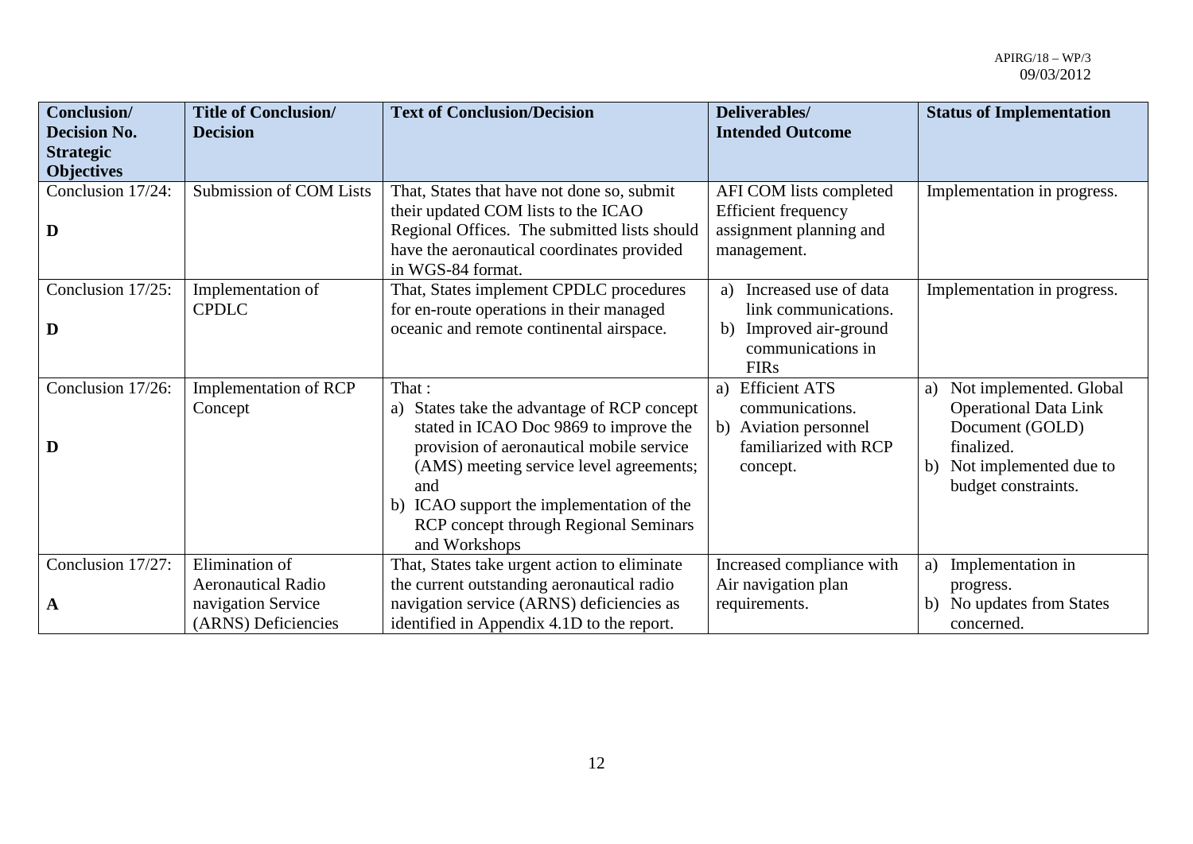| Conclusion/ Decision No. Strategic Objectives | Title of Conclusion/ Decision | Text of Conclusion/Decision | Deliverables/ Intended Outcome | Status of Implementation |
|---|---|---|---|---|
| Conclusion 17/24: **D** | Submission of COM Lists | That, States that have not done so, submit their updated COM lists to the ICAO Regional Offices. The submitted lists should have the aeronautical coordinates provided in WGS-84 format. | AFI COM lists completed Efficient frequency assignment planning and management. | Implementation in progress. |
| Conclusion 17/25: **D** | Implementation of CPDLC | That, States implement CPDLC procedures for en-route operations in their managed oceanic and remote continental airspace. | a) Increased use of data link communications. b) Improved air-ground communications in FIRs | Implementation in progress. |
| Conclusion 17/26: **D** | Implementation of RCP Concept | That : a) States take the advantage of RCP concept stated in ICAO Doc 9869 to improve the provision of aeronautical mobile service (AMS) meeting service level agreements; and b) ICAO support the implementation of the RCP concept through Regional Seminars and Workshops | a) Efficient ATS communications. b) Aviation personnel familiarized with RCP concept. | a) Not implemented. Global Operational Data Link Document (GOLD) finalized. b) Not implemented due to budget constraints. |
| Conclusion 17/27: **A** | Elimination of Aeronautical Radio navigation Service (ARNS) Deficiencies | That, States take urgent action to eliminate the current outstanding aeronautical radio navigation service (ARNS) deficiencies as identified in Appendix 4.1D to the report. | Increased compliance with Air navigation plan requirements. | a) Implementation in progress. b) No updates from States concerned. |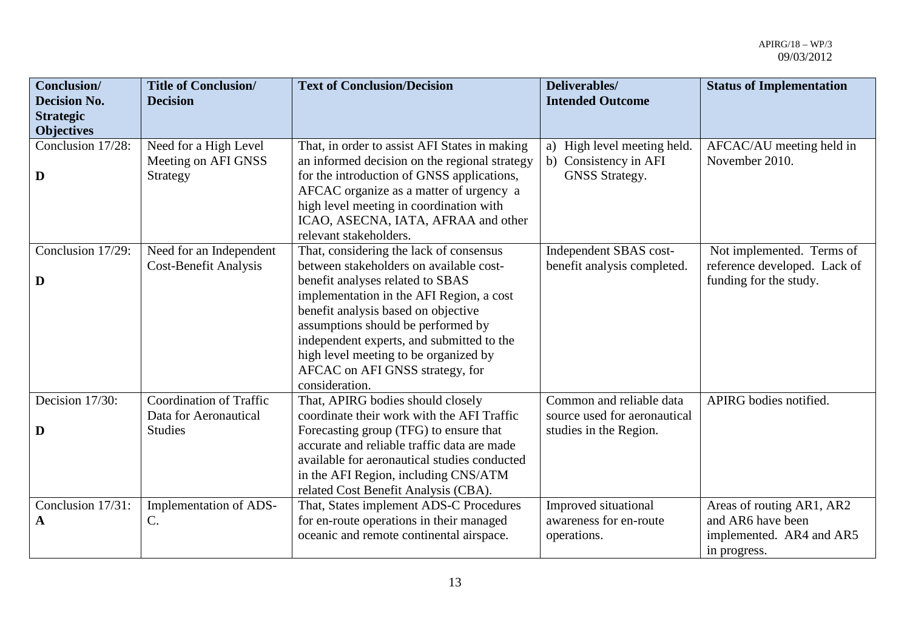| Conclusion/ Decision No. Strategic Objectives | Title of Conclusion/ Decision | Text of Conclusion/Decision | Deliverables/ Intended Outcome | Status of Implementation |
|---|---|---|---|---|
| Conclusion 17/28: **D** | Need for a High Level Meeting on AFI GNSS Strategy | That, in order to assist AFI States in making an informed decision on the regional strategy for the introduction of GNSS applications, AFCAC organize as a matter of urgency a high level meeting in coordination with ICAO, ASECNA, IATA, AFRAA and other relevant stakeholders. | a) High level meeting held. b) Consistency in AFI GNSS Strategy. | AFCAC/AU meeting held in November 2010. |
| Conclusion 17/29: **D** | Need for an Independent Cost-Benefit Analysis | That, considering the lack of consensus between stakeholders on available cost-benefit analyses related to SBAS implementation in the AFI Region, a cost benefit analysis based on objective assumptions should be performed by independent experts, and submitted to the high level meeting to be organized by AFCAC on AFI GNSS strategy, for consideration. | Independent SBAS cost-benefit analysis completed. | Not implemented. Terms of reference developed. Lack of funding for the study. |
| Decision 17/30: **D** | Coordination of Traffic Data for Aeronautical Studies | That, APIRG bodies should closely coordinate their work with the AFI Traffic Forecasting group (TFG) to ensure that accurate and reliable traffic data are made available for aeronautical studies conducted in the AFI Region, including CNS/ATM related Cost Benefit Analysis (CBA). | Common and reliable data source used for aeronautical studies in the Region. | APIRG bodies notified. |
| Conclusion 17/31: **A** | Implementation of ADS-C. | That, States implement ADS-C Procedures for en-route operations in their managed oceanic and remote continental airspace. | Improved situational awareness for en-route operations. | Areas of routing AR1, AR2 and AR6 have been implemented. AR4 and AR5 in progress. |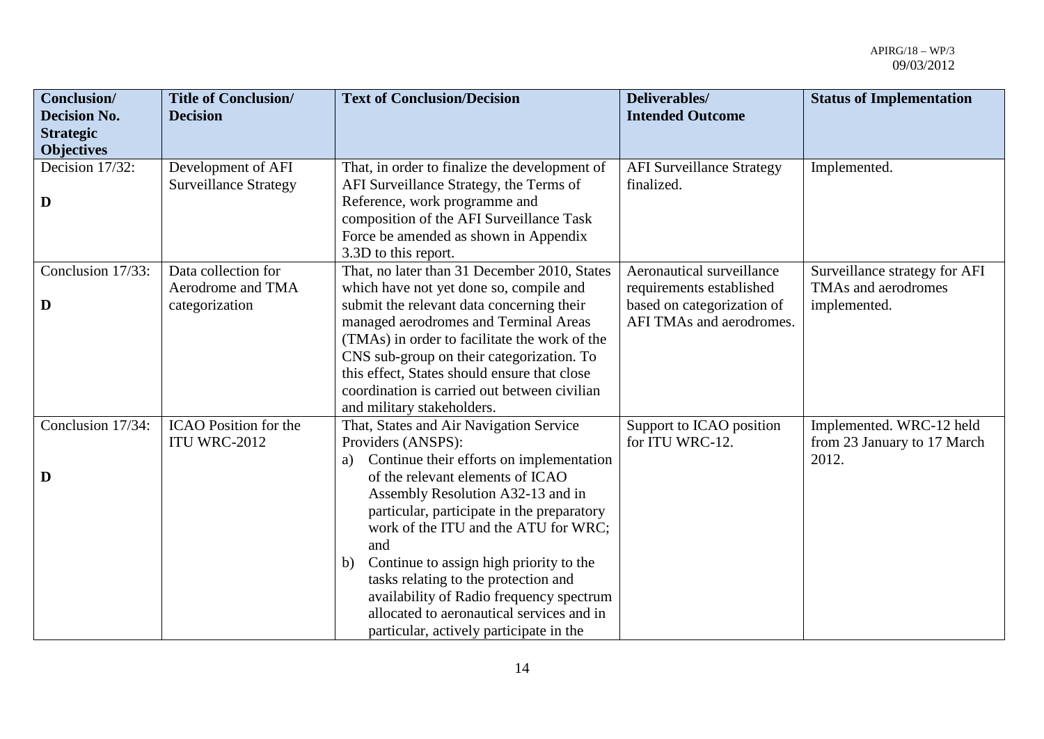| Conclusion/ Decision No. Strategic Objectives | Title of Conclusion/ Decision | Text of Conclusion/Decision | Deliverables/ Intended Outcome | Status of Implementation |
|---|---|---|---|---|
| Decision 17/32:<br><br>**D** | Development of AFI Surveillance Strategy | That, in order to finalize the development of AFI Surveillance Strategy, the Terms of Reference, work programme and composition of the AFI Surveillance Task Force be amended as shown in Appendix 3.3D to this report. | AFI Surveillance Strategy finalized. | Implemented. |
| Conclusion 17/33:<br><br>**D** | Data collection for Aerodrome and TMA categorization | That, no later than 31 December 2010, States which have not yet done so, compile and submit the relevant data concerning their managed aerodromes and Terminal Areas (TMAs) in order to facilitate the work of the CNS sub-group on their categorization. To this effect, States should ensure that close coordination is carried out between civilian and military stakeholders. | Aeronautical surveillance requirements established based on categorization of AFI TMAs and aerodromes. | Surveillance strategy for AFI TMAs and aerodromes implemented. |
| Conclusion 17/34:<br><br>**D** | ICAO Position for the ITU WRC-2012 | That, States and Air Navigation Service Providers (ANSPS):<br>a) Continue their efforts on implementation of the relevant elements of ICAO Assembly Resolution A32-13 and in particular, participate in the preparatory work of the ITU and the ATU for WRC; and<br>b) Continue to assign high priority to the tasks relating to the protection and availability of Radio frequency spectrum allocated to aeronautical services and in particular, actively participate in the | Support to ICAO position for ITU WRC-12. | Implemented. WRC-12 held from 23 January to 17 March 2012. |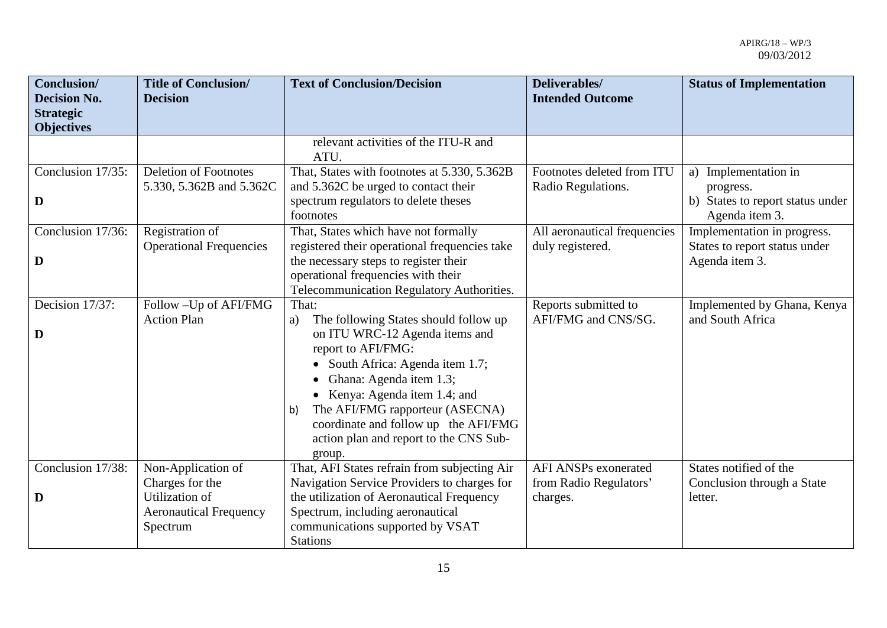| Conclusion/ Decision No. Strategic Objectives | Title of Conclusion/ Decision | Text of Conclusion/Decision | Deliverables/ Intended Outcome | Status of Implementation |
|---|---|---|---|---|
| | | relevant activities of the ITU-R and ATU. | | |
| Conclusion 17/35: **D** | Deletion of Footnotes 5.330, 5.362B and 5.362C | That, States with footnotes at 5.330, 5.362B and 5.362C be urged to contact their spectrum regulators to delete theses footnotes | Footnotes deleted from ITU Radio Regulations. | a) Implementation in progress. b) States to report status under Agenda item 3. |
| Conclusion 17/36: **D** | Registration of Operational Frequencies | That, States which have not formally registered their operational frequencies take the necessary steps to register their operational frequencies with their Telecommunication Regulatory Authorities. | All aeronautical frequencies duly registered. | Implementation in progress. States to report status under Agenda item 3. |
| Decision 17/37: **D** | Follow –Up of AFI/FMG Action Plan | That: a) The following States should follow up on ITU WRC-12 Agenda items and report to AFI/FMG: • South Africa: Agenda item 1.7; • Ghana: Agenda item 1.3; • Kenya: Agenda item 1.4; and b) The AFI/FMG rapporteur (ASECNA) coordinate and follow up the AFI/FMG action plan and report to the CNS Sub-group. | Reports submitted to AFI/FMG and CNS/SG. | Implemented by Ghana, Kenya and South Africa |
| Conclusion 17/38: **D** | Non-Application of Charges for the Utilization of Aeronautical Frequency Spectrum | That, AFI States refrain from subjecting Air Navigation Service Providers to charges for the utilization of Aeronautical Frequency Spectrum, including aeronautical communications supported by VSAT Stations | AFI ANSPs exonerated from Radio Regulators' charges. | States notified of the Conclusion through a State letter. |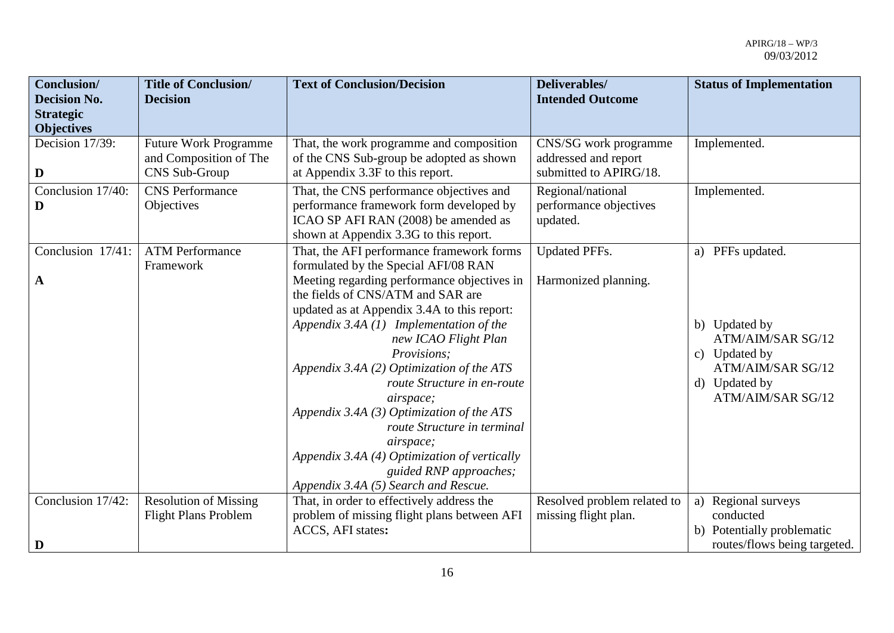| Conclusion/ Decision No. Strategic Objectives | Title of Conclusion/ Decision | Text of Conclusion/Decision | Deliverables/ Intended Outcome | Status of Implementation |
|---|---|---|---|---|
| Decision 17/39: **D** | Future Work Programme and Composition of The CNS Sub-Group | That, the work programme and composition of the CNS Sub-group be adopted as shown at Appendix 3.3F to this report. | CNS/SG work programme addressed and report submitted to APIRG/18. | Implemented. |
| Conclusion 17/40: **D** | CNS Performance Objectives | That, the CNS performance objectives and performance framework form developed by ICAO SP AFI RAN (2008) be amended as shown at Appendix 3.3G to this report. | Regional/national performance objectives updated. | Implemented. |
| Conclusion 17/41: **A** | ATM Performance Framework | That, the AFI performance framework forms formulated by the Special AFI/08 RAN Meeting regarding performance objectives in the fields of CNS/ATM and SAR are updated as at Appendix 3.4A to this report: *Appendix 3.4A (1) Implementation of the new ICAO Flight Plan Provisions;* *Appendix 3.4A (2) Optimization of the ATS route Structure in en-route airspace;* *Appendix 3.4A (3) Optimization of the ATS route Structure in terminal airspace;* *Appendix 3.4A (4) Optimization of vertically guided RNP approaches;* *Appendix 3.4A (5) Search and Rescue.* | Updated PFFs. Harmonized planning. | a) PFFs updated. b) Updated by ATM/AIM/SAR SG/12 c) Updated by ATM/AIM/SAR SG/12 d) Updated by ATM/AIM/SAR SG/12 |
| Conclusion 17/42: **D** | Resolution of Missing Flight Plans Problem | That, in order to effectively address the problem of missing flight plans between AFI ACCS, AFI states**:** | Resolved problem related to missing flight plan. | a) Regional surveys conducted b) Potentially problematic routes/flows being targeted. |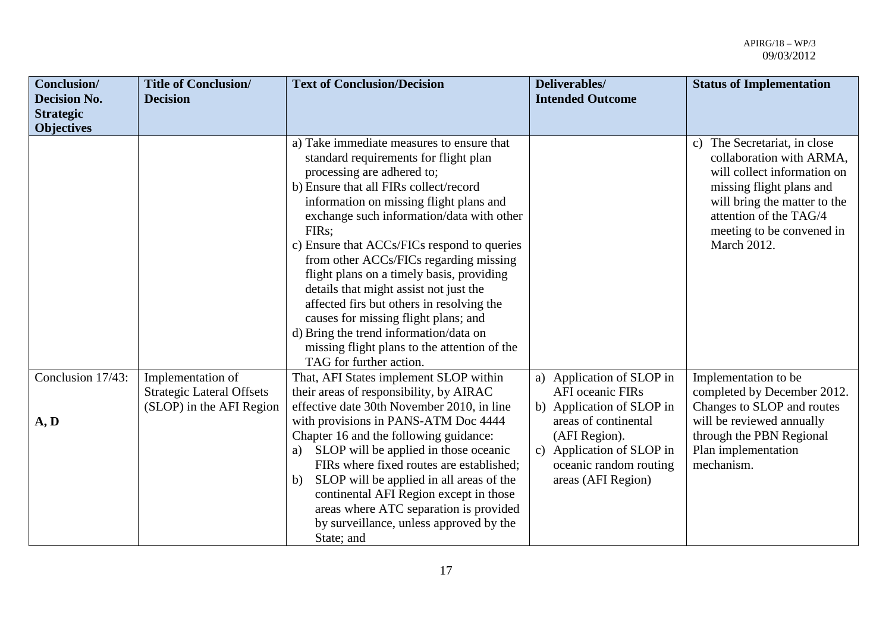| Conclusion/ Decision No. Strategic Objectives | Title of Conclusion/ Decision | Text of Conclusion/Decision | Deliverables/ Intended Outcome | Status of Implementation |
|---|---|---|---|---|
| | | a) Take immediate measures to ensure that standard requirements for flight plan processing are adhered to;<br>b) Ensure that all FIRs collect/record information on missing flight plans and exchange such information/data with other FIRs;<br>c) Ensure that ACCs/FICs respond to queries from other ACCs/FICs regarding missing flight plans on a timely basis, providing details that might assist not just the affected firs but others in resolving the causes for missing flight plans; and<br>d) Bring the trend information/data on missing flight plans to the attention of the TAG for further action. | | c) The Secretariat, in close collaboration with ARMA, will collect information on missing flight plans and will bring the matter to the attention of the TAG/4 meeting to be convened in March 2012. |
| Conclusion 17/43:<br><br>**A, D** | Implementation of Strategic Lateral Offsets (SLOP) in the AFI Region | That, AFI States implement SLOP within their areas of responsibility, by AIRAC effective date 30th November 2010, in line with provisions in PANS-ATM Doc 4444 Chapter 16 and the following guidance:<br>a) SLOP will be applied in those oceanic FIRs where fixed routes are established;<br>b) SLOP will be applied in all areas of the continental AFI Region except in those areas where ATC separation is provided by surveillance, unless approved by the State; and | a) Application of SLOP in AFI oceanic FIRs<br>b) Application of SLOP in areas of continental (AFI Region).<br>c) Application of SLOP in oceanic random routing areas (AFI Region) | Implementation to be completed by December 2012. Changes to SLOP and routes will be reviewed annually through the PBN Regional Plan implementation mechanism. |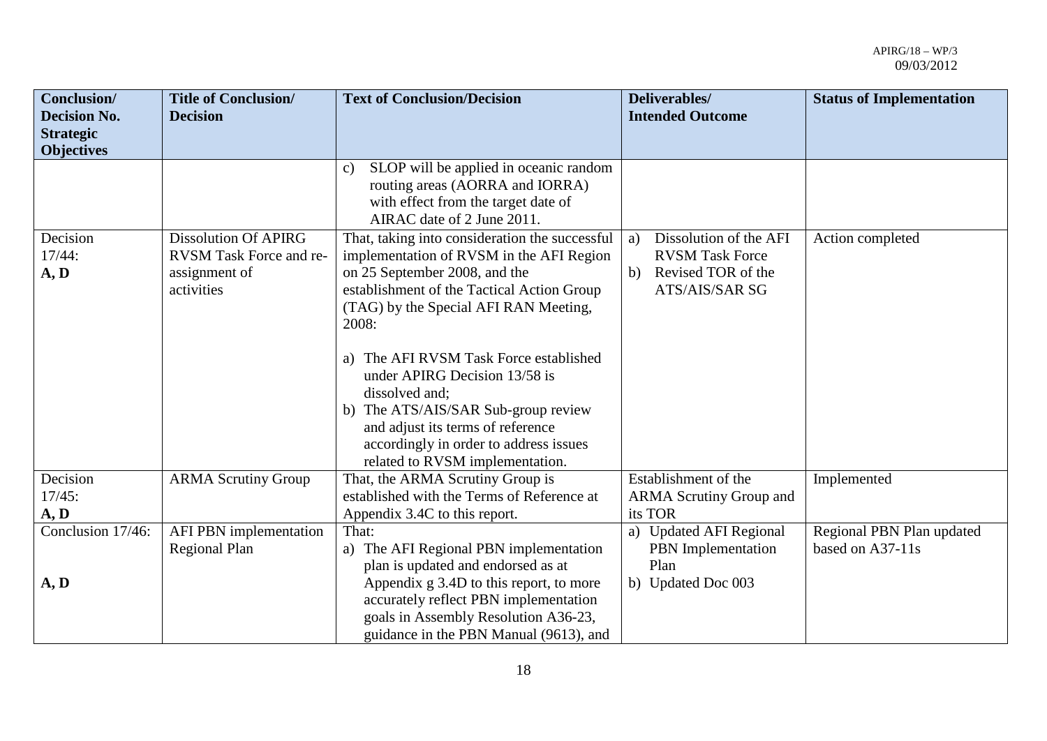| Conclusion/ Decision No. Strategic Objectives | Title of Conclusion/ Decision | Text of Conclusion/Decision | Deliverables/ Intended Outcome | Status of Implementation |
|---|---|---|---|---|
| | | c) SLOP will be applied in oceanic random routing areas (AORRA and IORRA) with effect from the target date of AIRAC date of 2 June 2011. | | |
| Decision 17/44: **A, D** | Dissolution Of APIRG RVSM Task Force and re-assignment of activities | That, taking into consideration the successful implementation of RVSM in the AFI Region on 25 September 2008, and the establishment of the Tactical Action Group (TAG) by the Special AFI RAN Meeting, 2008:<br><br>a) The AFI RVSM Task Force established under APIRG Decision 13/58 is dissolved and;<br>b) The ATS/AIS/SAR Sub-group review and adjust its terms of reference accordingly in order to address issues related to RVSM implementation. | a) Dissolution of the AFI RVSM Task Force<br>b) Revised TOR of the ATS/AIS/SAR SG | Action completed |
| Decision 17/45: **A, D** | ARMA Scrutiny Group | That, the ARMA Scrutiny Group is established with the Terms of Reference at Appendix 3.4C to this report. | Establishment of the ARMA Scrutiny Group and its TOR | Implemented |
| Conclusion 17/46:<br><br>**A, D** | AFI PBN implementation Regional Plan | That:<br>a) The AFI Regional PBN implementation plan is updated and endorsed as at Appendix g 3.4D to this report, to more accurately reflect PBN implementation goals in Assembly Resolution A36-23, guidance in the PBN Manual (9613), and | a) Updated AFI Regional PBN Implementation Plan<br>b) Updated Doc 003 | Regional PBN Plan updated based on A37-11s |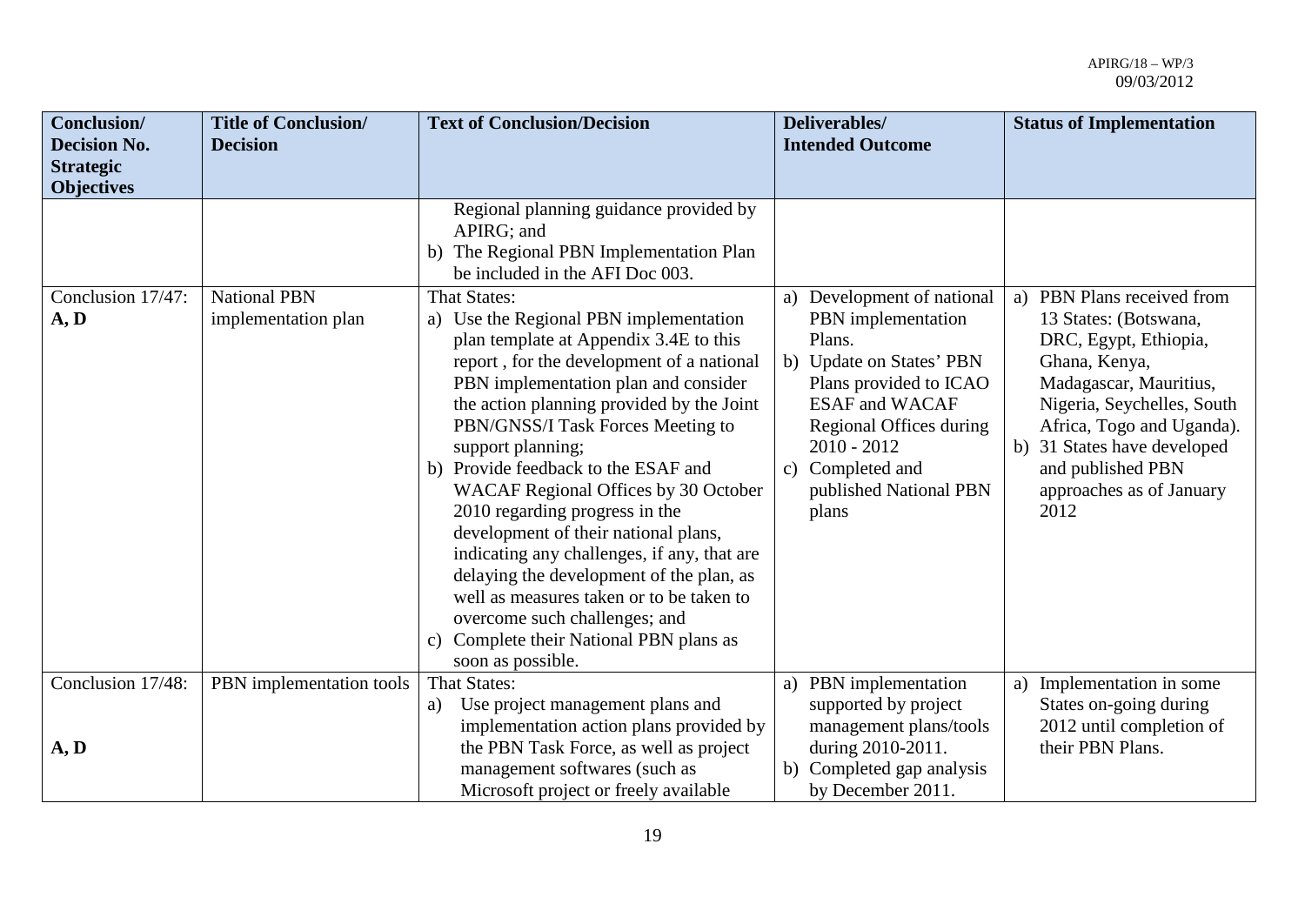| Conclusion/ Decision No. Strategic Objectives | Title of Conclusion/ Decision | Text of Conclusion/Decision | Deliverables/ Intended Outcome | Status of Implementation |
|---|---|---|---|---|
| | | Regional planning guidance provided by APIRG; and<br>b) The Regional PBN Implementation Plan be included in the AFI Doc 003. | | |
| Conclusion 17/47: **A, D** | National PBN implementation plan | That States:<br>a) Use the Regional PBN implementation plan template at Appendix 3.4E to this report , for the development of a national PBN implementation plan and consider the action planning provided by the Joint PBN/GNSS/I Task Forces Meeting to support planning;<br>b) Provide feedback to the ESAF and WACAF Regional Offices by 30 October 2010 regarding progress in the development of their national plans, indicating any challenges, if any, that are delaying the development of the plan, as well as measures taken or to be taken to overcome such challenges; and<br>c) Complete their National PBN plans as soon as possible. | a) Development of national PBN implementation Plans.<br>b) Update on States' PBN Plans provided to ICAO ESAF and WACAF Regional Offices during 2010 - 2012<br>c) Completed and published National PBN plans | a) PBN Plans received from 13 States: (Botswana, DRC, Egypt, Ethiopia, Ghana, Kenya, Madagascar, Mauritius, Nigeria, Seychelles, South Africa, Togo and Uganda).<br>b) 31 States have developed and published PBN approaches as of January 2012 |
| Conclusion 17/48: **A, D** | PBN implementation tools | That States:<br>a) Use project management plans and implementation action plans provided by the PBN Task Force, as well as project management softwares (such as Microsoft project or freely available | a) PBN implementation supported by project management plans/tools during 2010-2011.<br>b) Completed gap analysis by December 2011. | a) Implementation in some States on-going during 2012 until completion of their PBN Plans. |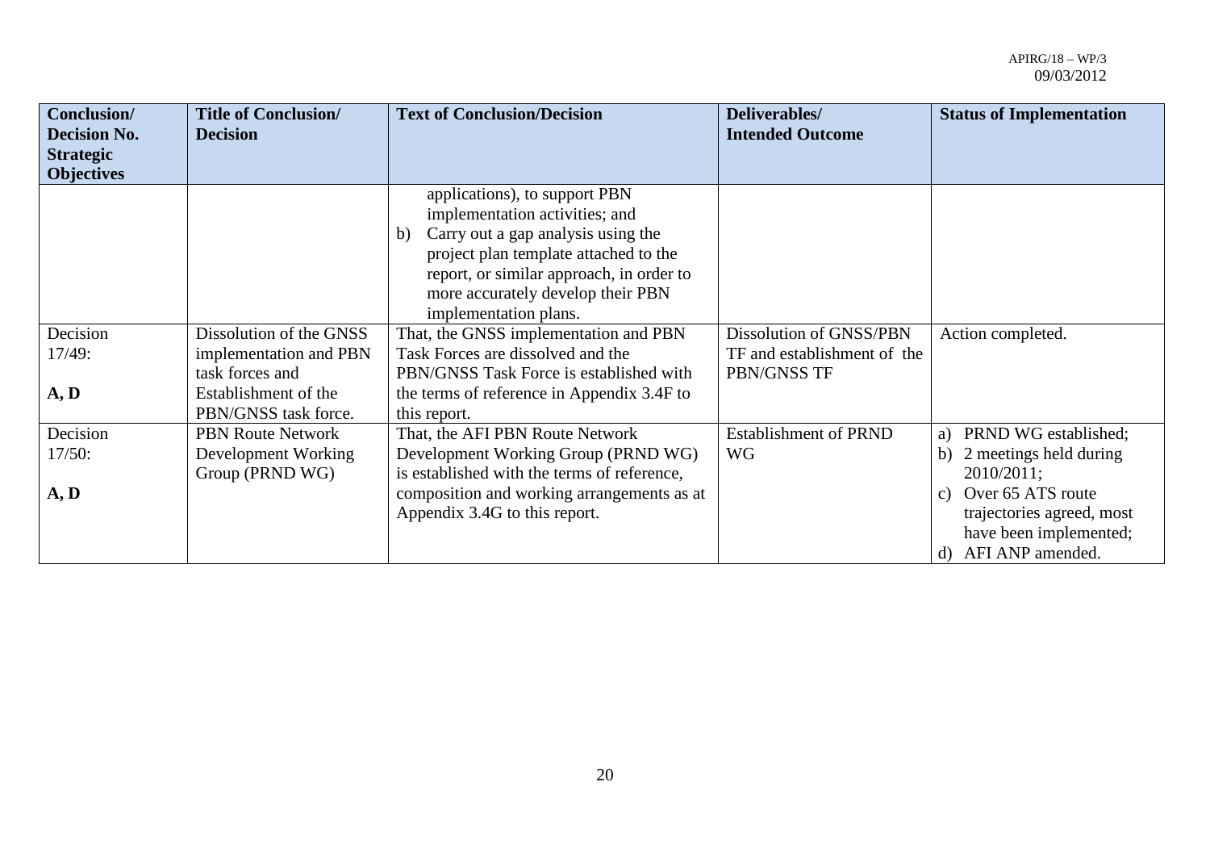| Conclusion/ Decision No. Strategic Objectives | Title of Conclusion/ Decision | Text of Conclusion/Decision | Deliverables/ Intended Outcome | Status of Implementation |
|---|---|---|---|---|
| | | applications), to support PBN implementation activities; and<br>b) Carry out a gap analysis using the project plan template attached to the report, or similar approach, in order to more accurately develop their PBN implementation plans. | | |
| Decision 17/49:<br><br>**A, D** | Dissolution of the GNSS implementation and PBN task forces and Establishment of the PBN/GNSS task force. | That, the GNSS implementation and PBN Task Forces are dissolved and the PBN/GNSS Task Force is established with the terms of reference in Appendix 3.4F to this report. | Dissolution of GNSS/PBN TF and establishment of the PBN/GNSS TF | Action completed. |
| Decision 17/50:<br><br>**A, D** | PBN Route Network Development Working Group (PRND WG) | That, the AFI PBN Route Network Development Working Group (PRND WG) is established with the terms of reference, composition and working arrangements as at Appendix 3.4G to this report. | Establishment of PRND WG | a) PRND WG established;<br>b) 2 meetings held during 2010/2011;<br>c) Over 65 ATS route trajectories agreed, most have been implemented;<br>d) AFI ANP amended. |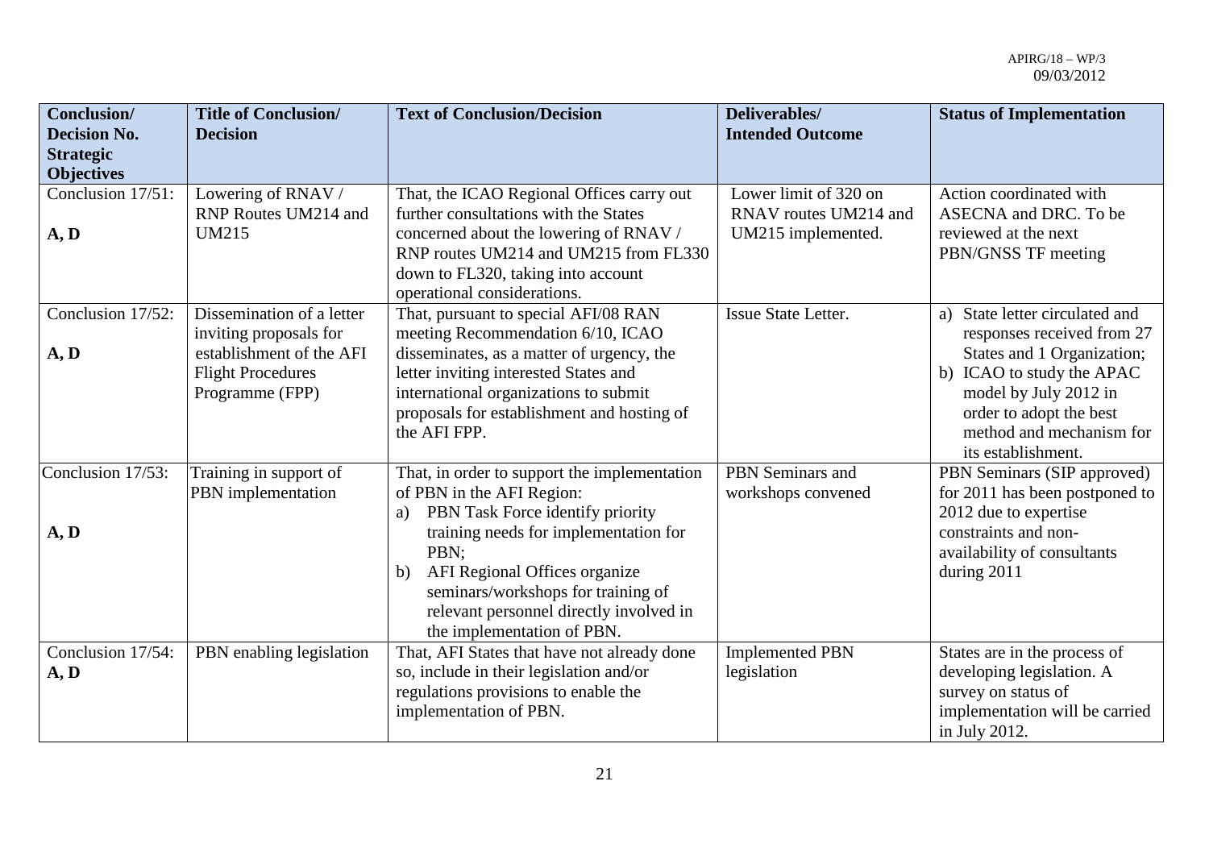| Conclusion/ Decision No. Strategic Objectives | Title of Conclusion/ Decision | Text of Conclusion/Decision | Deliverables/ Intended Outcome | Status of Implementation |
|---|---|---|---|---|
| Conclusion 17/51: **A, D** | Lowering of RNAV / RNP Routes UM214 and UM215 | That, the ICAO Regional Offices carry out further consultations with the States concerned about the lowering of RNAV / RNP routes UM214 and UM215 from FL330 down to FL320, taking into account operational considerations. | Lower limit of 320 on RNAV routes UM214 and UM215 implemented. | Action coordinated with ASECNA and DRC. To be reviewed at the next PBN/GNSS TF meeting |
| Conclusion 17/52: **A, D** | Dissemination of a letter inviting proposals for establishment of the AFI Flight Procedures Programme (FPP) | That, pursuant to special AFI/08 RAN meeting Recommendation 6/10, ICAO disseminates, as a matter of urgency, the letter inviting interested States and international organizations to submit proposals for establishment and hosting of the AFI FPP. | Issue State Letter. | a) State letter circulated and responses received from 27 States and 1 Organization; b) ICAO to study the APAC model by July 2012 in order to adopt the best method and mechanism for its establishment. |
| Conclusion 17/53: **A, D** | Training in support of PBN implementation | That, in order to support the implementation of PBN in the AFI Region: a) PBN Task Force identify priority training needs for implementation for PBN; b) AFI Regional Offices organize seminars/workshops for training of relevant personnel directly involved in the implementation of PBN. | PBN Seminars and workshops convened | PBN Seminars (SIP approved) for 2011 has been postponed to 2012 due to expertise constraints and non-availability of consultants during 2011 |
| Conclusion 17/54: **A, D** | PBN enabling legislation | That, AFI States that have not already done so, include in their legislation and/or regulations provisions to enable the implementation of PBN. | Implemented PBN legislation | States are in the process of developing legislation. A survey on status of implementation will be carried in July 2012. |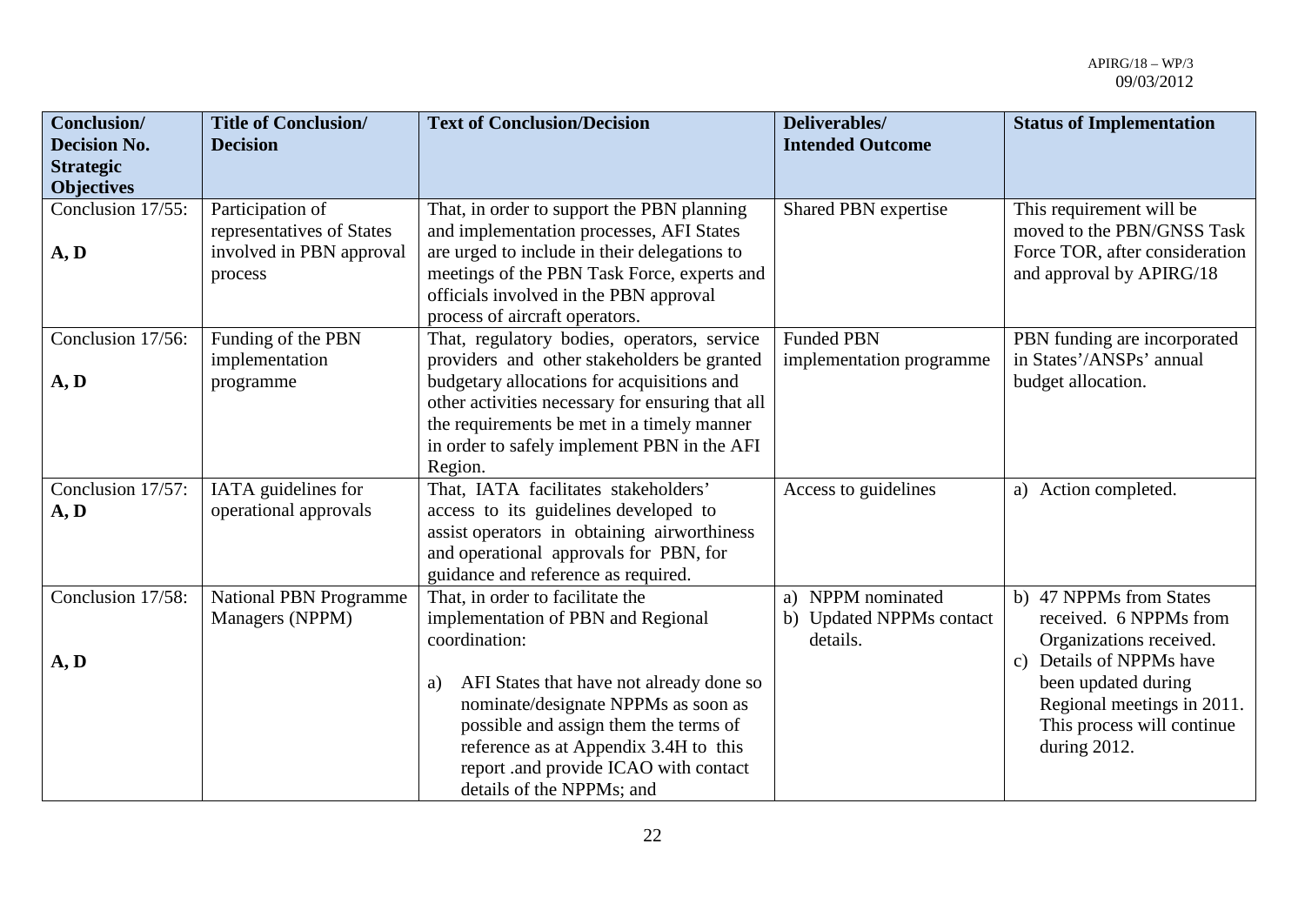| Conclusion/ Decision No. Strategic Objectives | Title of Conclusion/ Decision | Text of Conclusion/Decision | Deliverables/ Intended Outcome | Status of Implementation |
|---|---|---|---|---|
| Conclusion 17/55: A, D | Participation of representatives of States involved in PBN approval process | That, in order to support the PBN planning and implementation processes, AFI States are urged to include in their delegations to meetings of the PBN Task Force, experts and officials involved in the PBN approval process of aircraft operators. | Shared PBN expertise | This requirement will be moved to the PBN/GNSS Task Force TOR, after consideration and approval by APIRG/18 |
| Conclusion 17/56: A, D | Funding of the PBN implementation programme | That, regulatory bodies, operators, service providers and other stakeholders be granted budgetary allocations for acquisitions and other activities necessary for ensuring that all the requirements be met in a timely manner in order to safely implement PBN in the AFI Region. | Funded PBN implementation programme | PBN funding are incorporated in States'/ANSPs' annual budget allocation. |
| Conclusion 17/57: A, D | IATA guidelines for operational approvals | That, IATA facilitates stakeholders' access to its guidelines developed to assist operators in obtaining airworthiness and operational approvals for PBN, for guidance and reference as required. | Access to guidelines | a) Action completed. |
| Conclusion 17/58: A, D | National PBN Programme Managers (NPPM) | That, in order to facilitate the implementation of PBN and Regional coordination:<br><br>a) AFI States that have not already done so nominate/designate NPPMs as soon as possible and assign them the terms of reference as at Appendix 3.4H to this report .and provide ICAO with contact details of the NPPMs; and | a) NPPM nominated<br>b) Updated NPPMs contact details. | b) 47 NPPMs from States received. 6 NPPMs from Organizations received.<br>c) Details of NPPMs have been updated during Regional meetings in 2011. This process will continue during 2012. |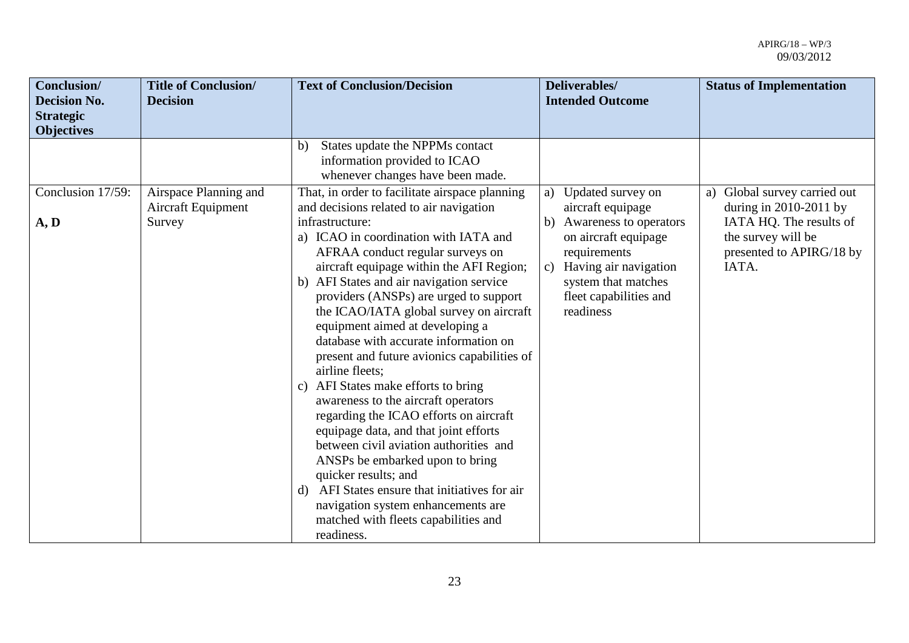| Conclusion/ Decision No. Strategic Objectives | Title of Conclusion/ Decision | Text of Conclusion/Decision | Deliverables/ Intended Outcome | Status of Implementation |
|---|---|---|---|---|
| | | b) States update the NPPMs contact information provided to ICAO whenever changes have been made. | | |
| Conclusion 17/59: **A, D** | Airspace Planning and Aircraft Equipment Survey | That, in order to facilitate airspace planning and decisions related to air navigation infrastructure: a) ICAO in coordination with IATA and AFRAA conduct regular surveys on aircraft equipage within the AFI Region; b) AFI States and air navigation service providers (ANSPs) are urged to support the ICAO/IATA global survey on aircraft equipment aimed at developing a database with accurate information on present and future avionics capabilities of airline fleets; c) AFI States make efforts to bring awareness to the aircraft operators regarding the ICAO efforts on aircraft equipage data, and that joint efforts between civil aviation authorities and ANSPs be embarked upon to bring quicker results; and d) AFI States ensure that initiatives for air navigation system enhancements are matched with fleets capabilities and readiness. | a) Updated survey on aircraft equipage b) Awareness to operators on aircraft equipage requirements c) Having air navigation system that matches fleet capabilities and readiness | a) Global survey carried out during in 2010-2011 by IATA HQ. The results of the survey will be presented to APIRG/18 by IATA. |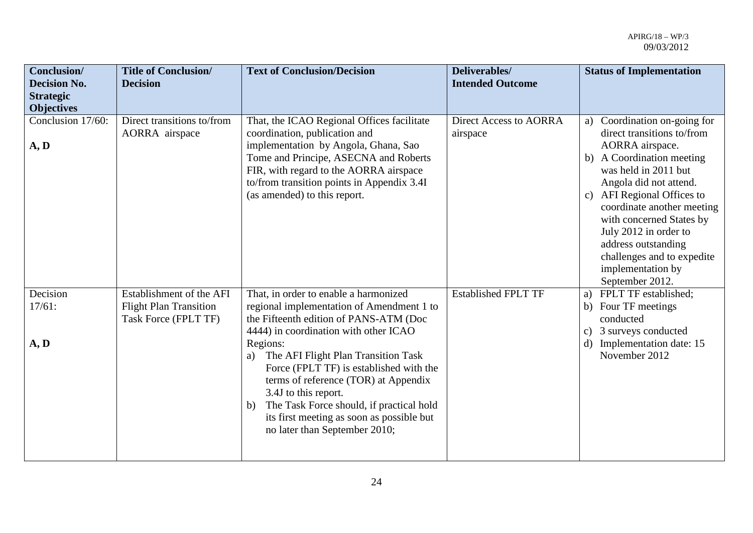| Conclusion/ Decision No. Strategic Objectives | Title of Conclusion/ Decision | Text of Conclusion/Decision | Deliverables/ Intended Outcome | Status of Implementation |
|---|---|---|---|---|
| Conclusion 17/60:<br><br>**A, D** | Direct transitions to/from AORRA airspace | That, the ICAO Regional Offices facilitate coordination, publication and implementation by Angola, Ghana, Sao Tome and Principe, ASECNA and Roberts FIR, with regard to the AORRA airspace to/from transition points in Appendix 3.4I (as amended) to this report. | Direct Access to AORRA airspace | a) Coordination on-going for direct transitions to/from AORRA airspace.<br>b) A Coordination meeting was held in 2011 but Angola did not attend.<br>c) AFI Regional Offices to coordinate another meeting with concerned States by July 2012 in order to address outstanding challenges and to expedite implementation by September 2012. |
| Decision 17/61:<br><br>**A, D** | Establishment of the AFI Flight Plan Transition Task Force (FPLT TF) | That, in order to enable a harmonized regional implementation of Amendment 1 to the Fifteenth edition of PANS-ATM (Doc 4444) in coordination with other ICAO Regions:<br>a) The AFI Flight Plan Transition Task Force (FPLT TF) is established with the terms of reference (TOR) at Appendix 3.4J to this report.<br>b) The Task Force should, if practical hold its first meeting as soon as possible but no later than September 2010; | Established FPLT TF | a) FPLT TF established;<br>b) Four TF meetings conducted<br>c) 3 surveys conducted<br>d) Implementation date: 15 November 2012 |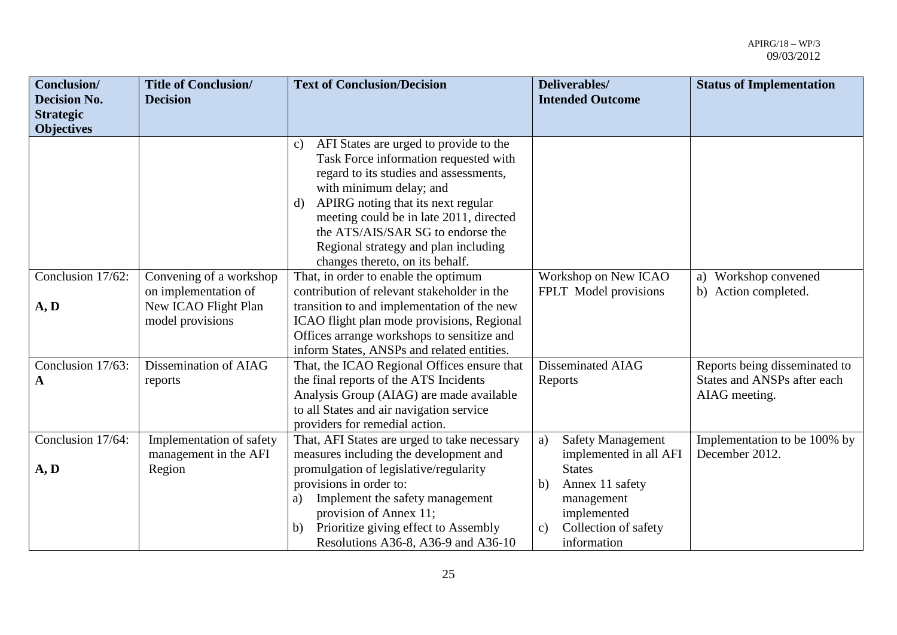| Conclusion/ Decision No. Strategic Objectives | Title of Conclusion/ Decision | Text of Conclusion/Decision | Deliverables/ Intended Outcome | Status of Implementation |
|---|---|---|---|---|
| | | c) AFI States are urged to provide to the Task Force information requested with regard to its studies and assessments, with minimum delay; and<br>d) APIRG noting that its next regular meeting could be in late 2011, directed the ATS/AIS/SAR SG to endorse the Regional strategy and plan including changes thereto, on its behalf. | | |
| Conclusion 17/62:<br><br>**A, D** | Convening of a workshop on implementation of New ICAO Flight Plan model provisions | That, in order to enable the optimum contribution of relevant stakeholder in the transition to and implementation of the new ICAO flight plan mode provisions, Regional Offices arrange workshops to sensitize and inform States, ANSPs and related entities. | Workshop on New ICAO FPLT Model provisions | a) Workshop convened<br>b) Action completed. |
| Conclusion 17/63:<br>**A** | Dissemination of AIAG reports | That, the ICAO Regional Offices ensure that the final reports of the ATS Incidents Analysis Group (AIAG) are made available to all States and air navigation service providers for remedial action. | Disseminated AIAG Reports | Reports being disseminated to States and ANSPs after each AIAG meeting. |
| Conclusion 17/64:<br><br>**A, D** | Implementation of safety management in the AFI Region | That, AFI States are urged to take necessary measures including the development and promulgation of legislative/regularity provisions in order to:<br>a) Implement the safety management provision of Annex 11;<br>b) Prioritize giving effect to Assembly Resolutions A36-8, A36-9 and A36-10 | a) Safety Management implemented in all AFI States<br>b) Annex 11 safety management implemented<br>c) Collection of safety information | Implementation to be 100% by December 2012. |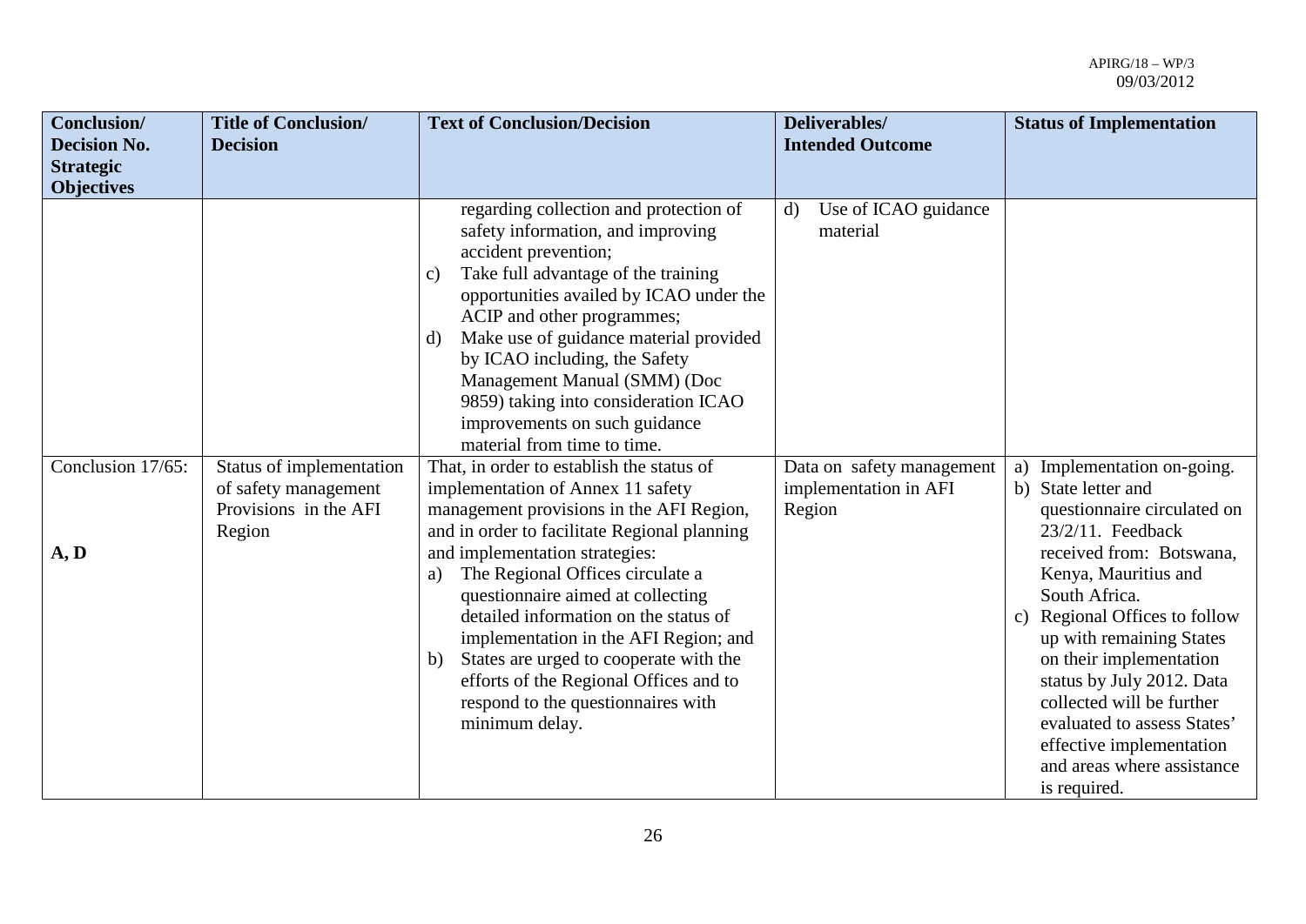| Conclusion/ Decision No. Strategic Objectives | Title of Conclusion/ Decision | Text of Conclusion/Decision | Deliverables/ Intended Outcome | Status of Implementation |
|---|---|---|---|---|
| | | regarding collection and protection of safety information, and improving accident prevention;<br>c) Take full advantage of the training opportunities availed by ICAO under the ACIP and other programmes;<br>d) Make use of guidance material provided by ICAO including, the Safety Management Manual (SMM) (Doc 9859) taking into consideration ICAO improvements on such guidance material from time to time. | d) Use of ICAO guidance material | |
| Conclusion 17/65:<br><br>**A, D** | Status of implementation of safety management Provisions in the AFI Region | That, in order to establish the status of implementation of Annex 11 safety management provisions in the AFI Region, and in order to facilitate Regional planning and implementation strategies:<br>a) The Regional Offices circulate a questionnaire aimed at collecting detailed information on the status of implementation in the AFI Region; and<br>b) States are urged to cooperate with the efforts of the Regional Offices and to respond to the questionnaires with minimum delay. | Data on safety management implementation in AFI Region | a) Implementation on-going.<br>b) State letter and questionnaire circulated on 23/2/11. Feedback received from: Botswana, Kenya, Mauritius and South Africa.<br>c) Regional Offices to follow up with remaining States on their implementation status by July 2012. Data collected will be further evaluated to assess States' effective implementation and areas where assistance is required. |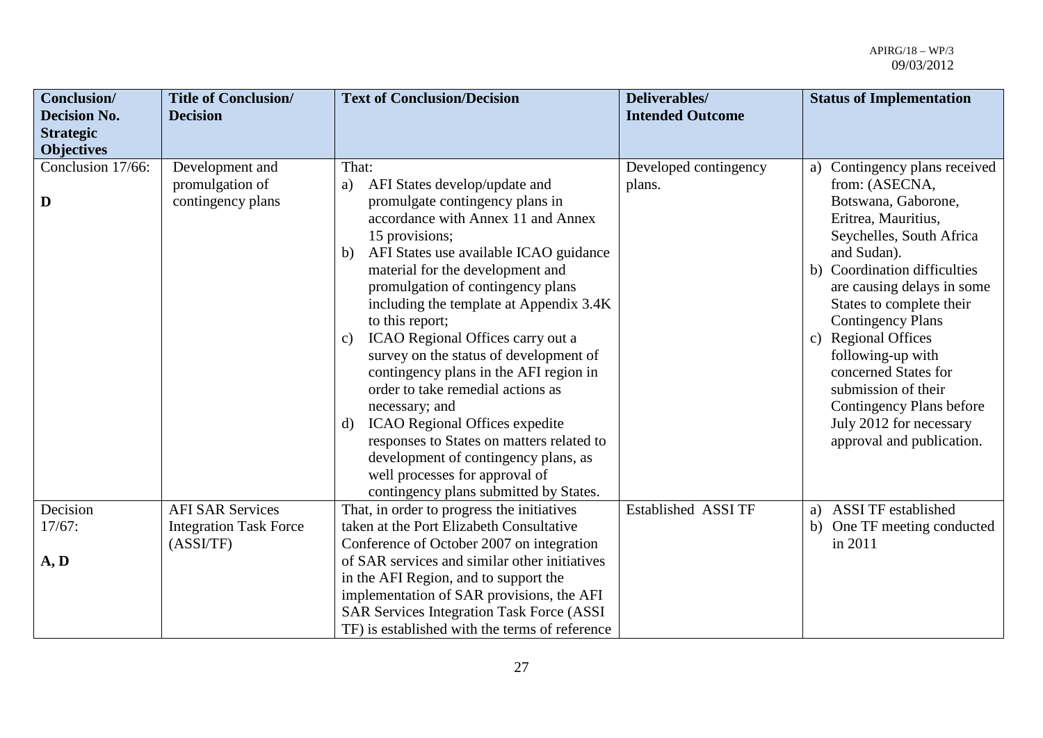| Conclusion/ Decision No. Strategic Objectives | Title of Conclusion/ Decision | Text of Conclusion/Decision | Deliverables/ Intended Outcome | Status of Implementation |
|---|---|---|---|---|
| Conclusion 17/66:<br><br>**D** | Development and promulgation of contingency plans | That:<br>a) AFI States develop/update and promulgate contingency plans in accordance with Annex 11 and Annex 15 provisions;<br>b) AFI States use available ICAO guidance material for the development and promulgation of contingency plans including the template at Appendix 3.4K to this report;<br>c) ICAO Regional Offices carry out a survey on the status of development of contingency plans in the AFI region in order to take remedial actions as necessary; and<br>d) ICAO Regional Offices expedite responses to States on matters related to development of contingency plans, as well processes for approval of contingency plans submitted by States. | Developed contingency plans. | a) Contingency plans received from: (ASECNA, Botswana, Gaborone, Eritrea, Mauritius, Seychelles, South Africa and Sudan).<br>b) Coordination difficulties are causing delays in some States to complete their Contingency Plans<br>c) Regional Offices following-up with concerned States for submission of their Contingency Plans before July 2012 for necessary approval and publication. |
| Decision 17/67:<br><br>**A, D** | AFI SAR Services Integration Task Force (ASSI/TF) | That, in order to progress the initiatives taken at the Port Elizabeth Consultative Conference of October 2007 on integration of SAR services and similar other initiatives in the AFI Region, and to support the implementation of SAR provisions, the AFI SAR Services Integration Task Force (ASSI TF) is established with the terms of reference | Established ASSI TF | a) ASSI TF established<br>b) One TF meeting conducted in 2011 |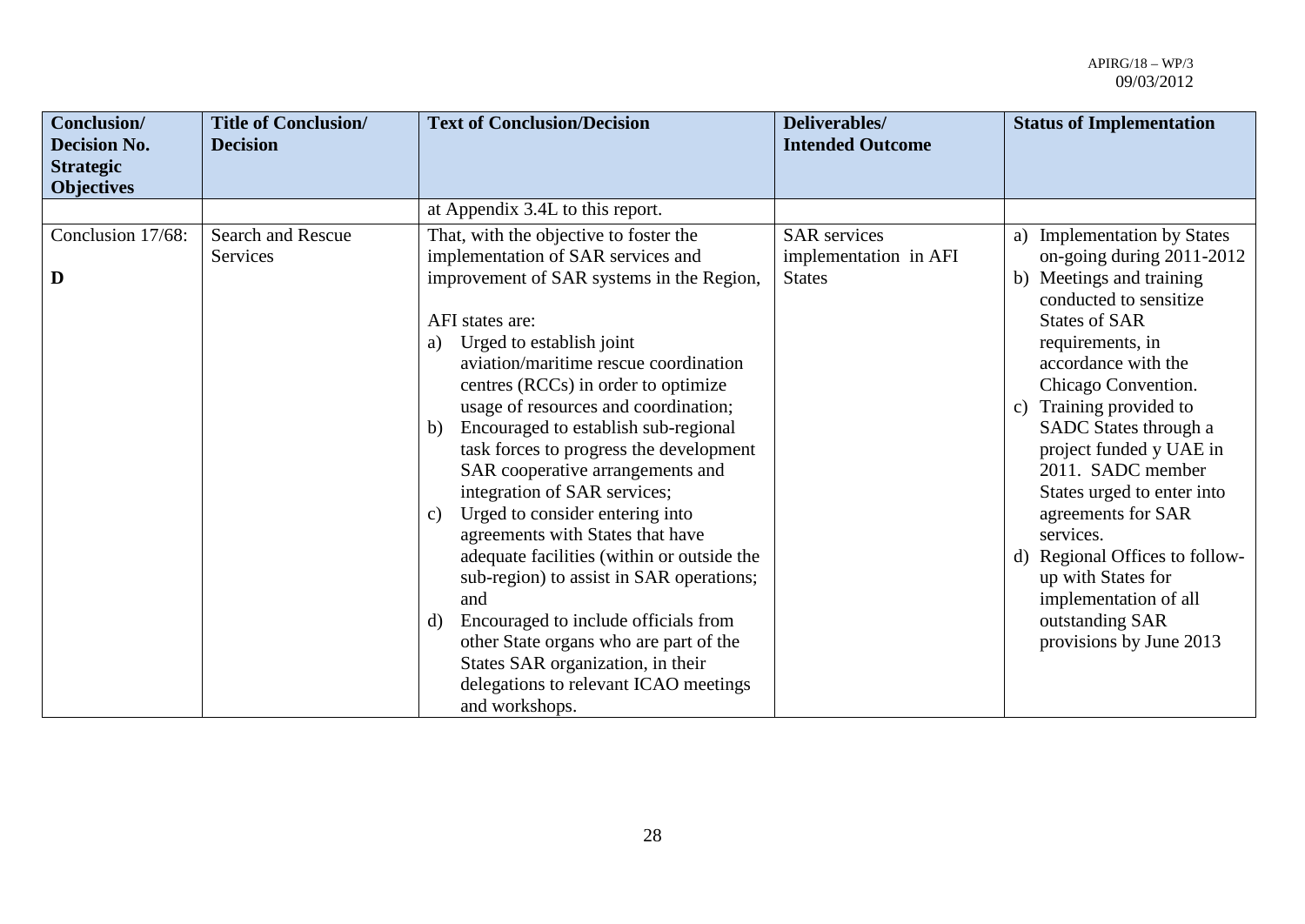| Conclusion/ Decision No. Strategic Objectives | Title of Conclusion/ Decision | Text of Conclusion/Decision | Deliverables/ Intended Outcome | Status of Implementation |
|---|---|---|---|---|
| | | at Appendix 3.4L to this report. | | |
| Conclusion 17/68: **D** | Search and Rescue Services | That, with the objective to foster the implementation of SAR services and improvement of SAR systems in the Region, AFI states are: a) Urged to establish joint aviation/maritime rescue coordination centres (RCCs) in order to optimize usage of resources and coordination; b) Encouraged to establish sub-regional task forces to progress the development SAR cooperative arrangements and integration of SAR services; c) Urged to consider entering into agreements with States that have adequate facilities (within or outside the sub-region) to assist in SAR operations; and d) Encouraged to include officials from other State organs who are part of the States SAR organization, in their delegations to relevant ICAO meetings and workshops. | SAR services implementation in AFI States | a) Implementation by States on-going during 2011-2012 b) Meetings and training conducted to sensitize States of SAR requirements, in accordance with the Chicago Convention. c) Training provided to SADC States through a project funded y UAE in 2011. SADC member States urged to enter into agreements for SAR services. d) Regional Offices to follow-up with States for implementation of all outstanding SAR provisions by June 2013 |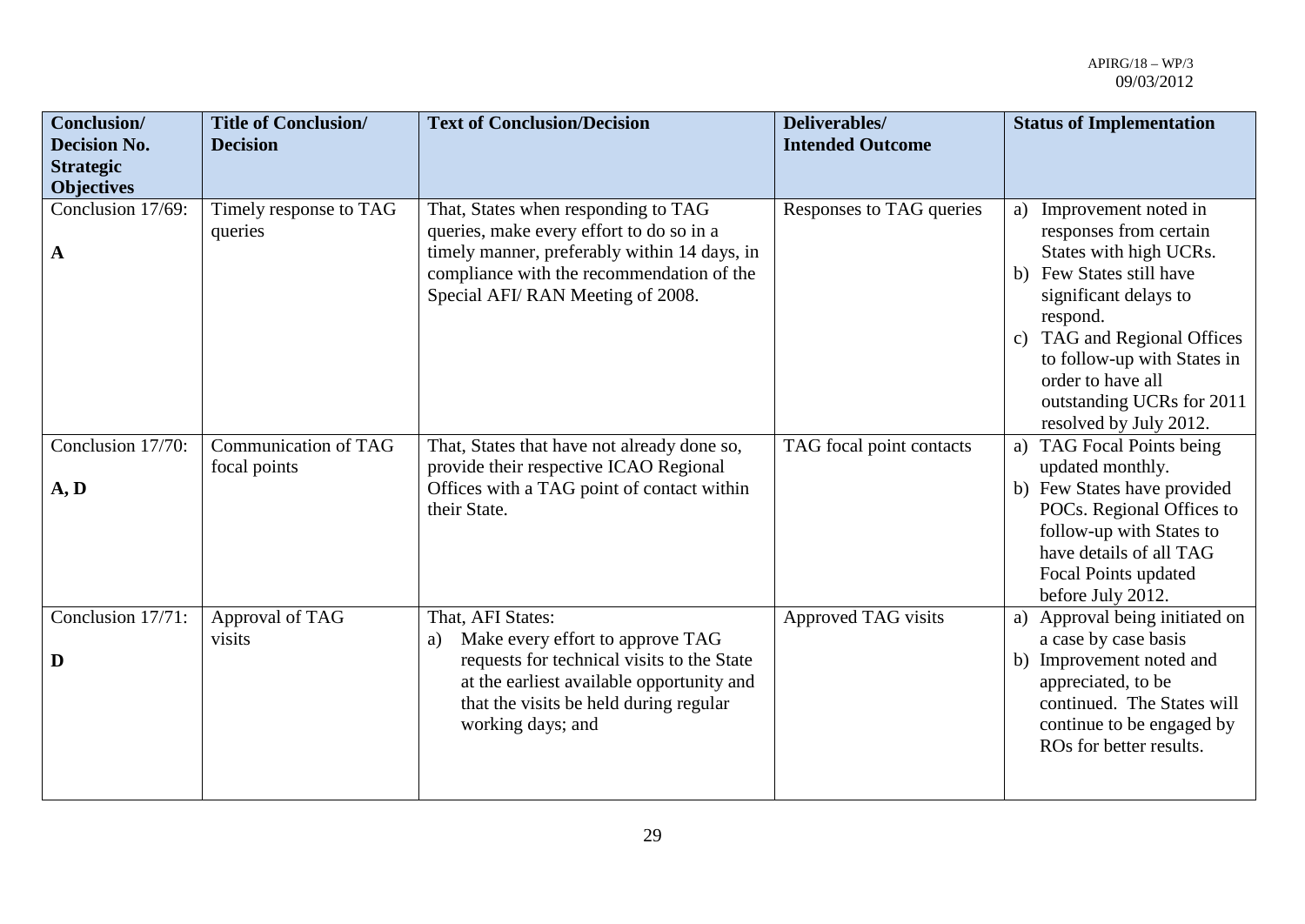| Conclusion/ Decision No. Strategic Objectives | Title of Conclusion/ Decision | Text of Conclusion/Decision | Deliverables/ Intended Outcome | Status of Implementation |
|---|---|---|---|---|
| Conclusion 17/69: **A** | Timely response to TAG queries | That, States when responding to TAG queries, make every effort to do so in a timely manner, preferably within 14 days, in compliance with the recommendation of the Special AFI/ RAN Meeting of 2008. | Responses to TAG queries | a) Improvement noted in responses from certain States with high UCRs. b) Few States still have significant delays to respond. c) TAG and Regional Offices to follow-up with States in order to have all outstanding UCRs for 2011 resolved by July 2012. |
| Conclusion 17/70: **A, D** | Communication of TAG focal points | That, States that have not already done so, provide their respective ICAO Regional Offices with a TAG point of contact within their State. | TAG focal point contacts | a) TAG Focal Points being updated monthly. b) Few States have provided POCs. Regional Offices to follow-up with States to have details of all TAG Focal Points updated before July 2012. |
| Conclusion 17/71: **D** | Approval of TAG visits | That, AFI States: a) Make every effort to approve TAG requests for technical visits to the State at the earliest available opportunity and that the visits be held during regular working days; and | Approved TAG visits | a) Approval being initiated on a case by case basis b) Improvement noted and appreciated, to be continued. The States will continue to be engaged by ROs for better results. |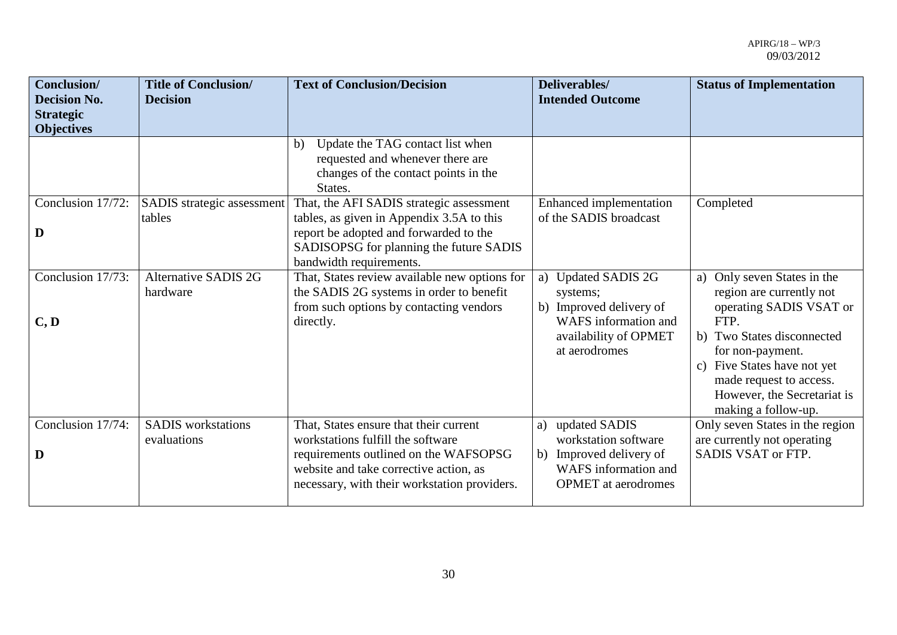| Conclusion/ Decision No. Strategic Objectives | Title of Conclusion/ Decision | Text of Conclusion/Decision | Deliverables/ Intended Outcome | Status of Implementation |
|---|---|---|---|---|
| | | b) Update the TAG contact list when requested and whenever there are changes of the contact points in the States. | | |
| Conclusion 17/72: **D** | SADIS strategic assessment tables | That, the AFI SADIS strategic assessment tables, as given in Appendix 3.5A to this report be adopted and forwarded to the SADISOPSG for planning the future SADIS bandwidth requirements. | Enhanced implementation of the SADIS broadcast | Completed |
| Conclusion 17/73: **C, D** | Alternative SADIS 2G hardware | That, States review available new options for the SADIS 2G systems in order to benefit from such options by contacting vendors directly. | a) Updated SADIS 2G systems; b) Improved delivery of WAFS information and availability of OPMET at aerodromes | a) Only seven States in the region are currently not operating SADIS VSAT or FTP. b) Two States disconnected for non-payment. c) Five States have not yet made request to access. However, the Secretariat is making a follow-up. |
| Conclusion 17/74: **D** | SADIS workstations evaluations | That, States ensure that their current workstations fulfill the software requirements outlined on the WAFSOPSG website and take corrective action, as necessary, with their workstation providers. | a) updated SADIS workstation software b) Improved delivery of WAFS information and OPMET at aerodromes | Only seven States in the region are currently not operating SADIS VSAT or FTP. |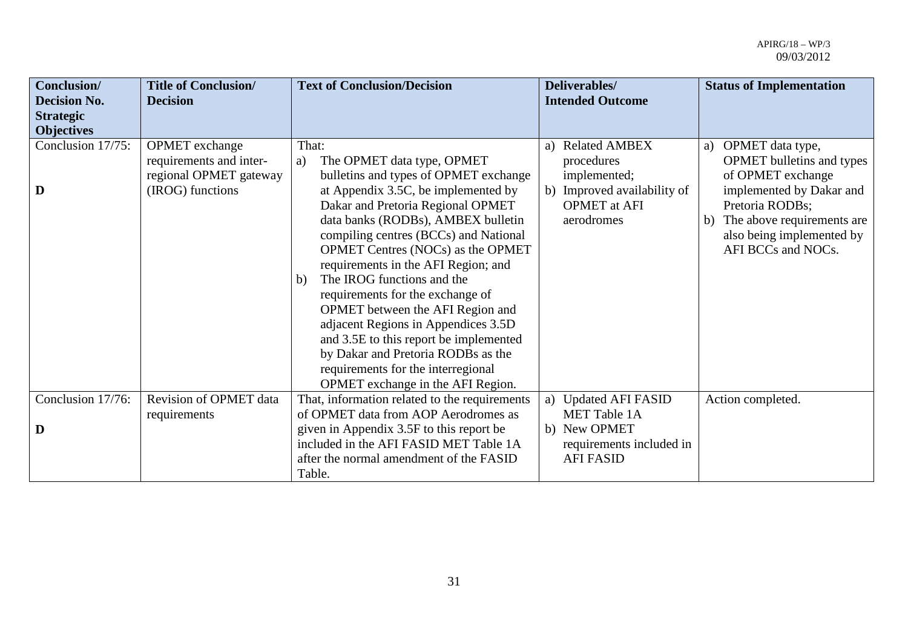| Conclusion/ Decision No. Strategic Objectives | Title of Conclusion/ Decision | Text of Conclusion/Decision | Deliverables/ Intended Outcome | Status of Implementation |
|---|---|---|---|---|
| Conclusion 17/75: **D** | OPMET exchange requirements and inter-regional OPMET gateway (IROG) functions | That: a) The OPMET data type, OPMET bulletins and types of OPMET exchange at Appendix 3.5C, be implemented by Dakar and Pretoria Regional OPMET data banks (RODBs), AMBEX bulletin compiling centres (BCCs) and National OPMET Centres (NOCs) as the OPMET requirements in the AFI Region; and b) The IROG functions and the requirements for the exchange of OPMET between the AFI Region and adjacent Regions in Appendices 3.5D and 3.5E to this report be implemented by Dakar and Pretoria RODBs as the requirements for the interregional OPMET exchange in the AFI Region. | a) Related AMBEX procedures implemented; b) Improved availability of OPMET at AFI aerodromes | a) OPMET data type, OPMET bulletins and types of OPMET exchange implemented by Dakar and Pretoria RODBs; b) The above requirements are also being implemented by AFI BCCs and NOCs. |
| Conclusion 17/76: **D** | Revision of OPMET data requirements | That, information related to the requirements of OPMET data from AOP Aerodromes as given in Appendix 3.5F to this report be included in the AFI FASID MET Table 1A after the normal amendment of the FASID Table. | a) Updated AFI FASID MET Table 1A b) New OPMET requirements included in AFI FASID | Action completed. |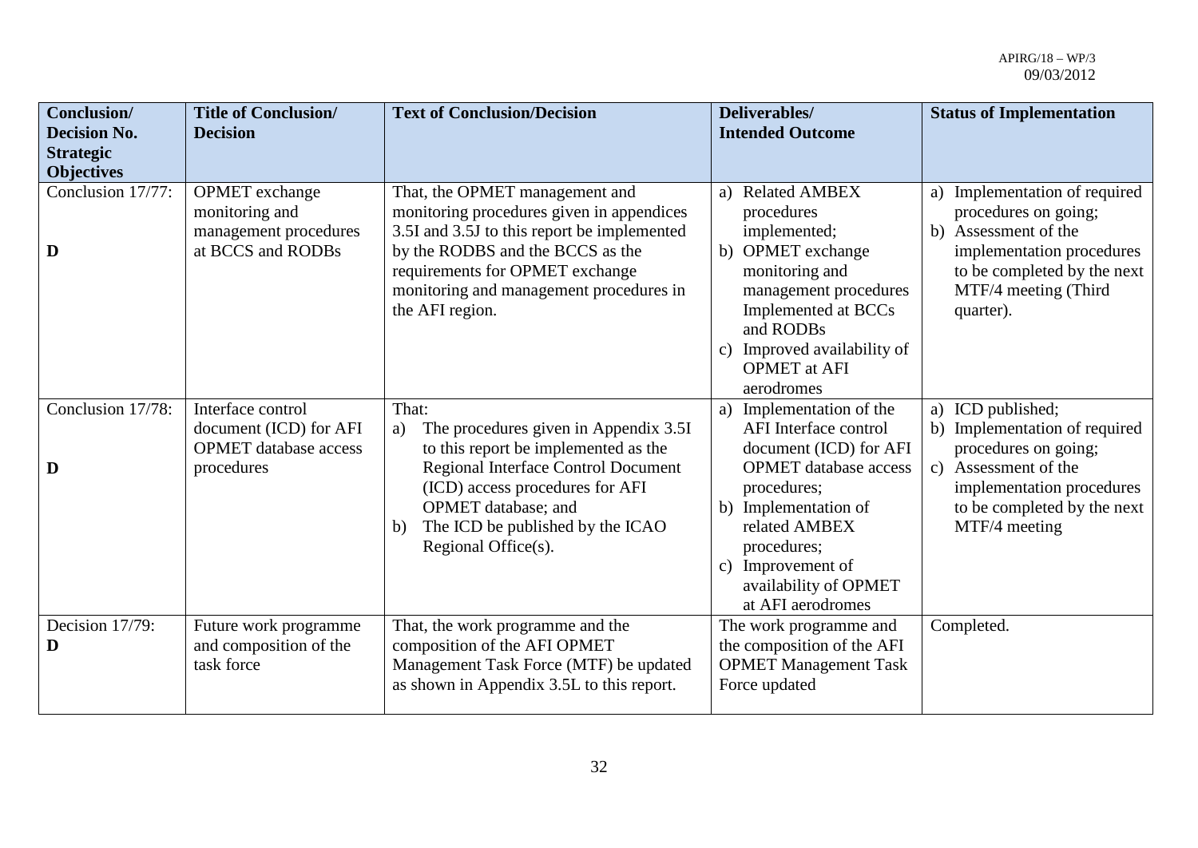| Conclusion/ Decision No. Strategic Objectives | Title of Conclusion/ Decision | Text of Conclusion/Decision | Deliverables/ Intended Outcome | Status of Implementation |
|---|---|---|---|---|
| Conclusion 17/77: **D** | OPMET exchange monitoring and management procedures at BCCS and RODBs | That, the OPMET management and monitoring procedures given in appendices 3.5I and 3.5J to this report be implemented by the RODBS and the BCCS as the requirements for OPMET exchange monitoring and management procedures in the AFI region. | a) Related AMBEX procedures implemented; b) OPMET exchange monitoring and management procedures Implemented at BCCs and RODBs c) Improved availability of OPMET at AFI aerodromes | a) Implementation of required procedures on going; b) Assessment of the implementation procedures to be completed by the next MTF/4 meeting (Third quarter). |
| Conclusion 17/78: **D** | Interface control document (ICD) for AFI OPMET database access procedures | That: a) The procedures given in Appendix 3.5I to this report be implemented as the Regional Interface Control Document (ICD) access procedures for AFI OPMET database; and b) The ICD be published by the ICAO Regional Office(s). | a) Implementation of the AFI Interface control document (ICD) for AFI OPMET database access procedures; b) Implementation of related AMBEX procedures; c) Improvement of availability of OPMET at AFI aerodromes | a) ICD published; b) Implementation of required procedures on going; c) Assessment of the implementation procedures to be completed by the next MTF/4 meeting |
| Decision 17/79: **D** | Future work programme and composition of the task force | That, the work programme and the composition of the AFI OPMET Management Task Force (MTF) be updated as shown in Appendix 3.5L to this report. | The work programme and the composition of the AFI OPMET Management Task Force updated | Completed. |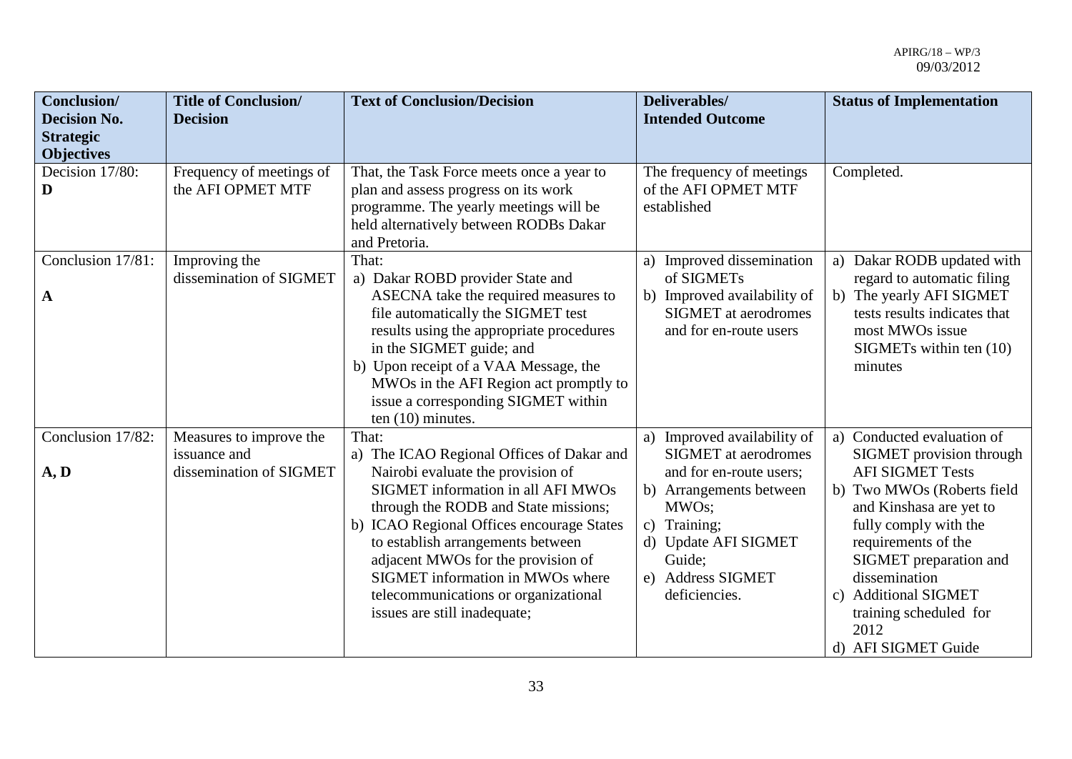| Conclusion/ Decision No. Strategic Objectives | Title of Conclusion/ Decision | Text of Conclusion/Decision | Deliverables/ Intended Outcome | Status of Implementation |
|---|---|---|---|---|
| Decision 17/80: **D** | Frequency of meetings of the AFI OPMET MTF | That, the Task Force meets once a year to plan and assess progress on its work programme. The yearly meetings will be held alternatively between RODBs Dakar and Pretoria. | The frequency of meetings of the AFI OPMET MTF established | Completed. |
| Conclusion 17/81: **A** | Improving the dissemination of SIGMET | That: a) Dakar ROBD provider State and ASECNA take the required measures to file automatically the SIGMET test results using the appropriate procedures in the SIGMET guide; and b) Upon receipt of a VAA Message, the MWOs in the AFI Region act promptly to issue a corresponding SIGMET within ten (10) minutes. | a) Improved dissemination of SIGMETs b) Improved availability of SIGMET at aerodromes and for en-route users | a) Dakar RODB updated with regard to automatic filing b) The yearly AFI SIGMET tests results indicates that most MWOs issue SIGMETs within ten (10) minutes |
| Conclusion 17/82: **A, D** | Measures to improve the issuance and dissemination of SIGMET | That: a) The ICAO Regional Offices of Dakar and Nairobi evaluate the provision of SIGMET information in all AFI MWOs through the RODB and State missions; b) ICAO Regional Offices encourage States to establish arrangements between adjacent MWOs for the provision of SIGMET information in MWOs where telecommunications or organizational issues are still inadequate; | a) Improved availability of SIGMET at aerodromes and for en-route users; b) Arrangements between MWOs; c) Training; d) Update AFI SIGMET Guide; e) Address SIGMET deficiencies. | a) Conducted evaluation of SIGMET provision through AFI SIGMET Tests b) Two MWOs (Roberts field and Kinshasa are yet to fully comply with the requirements of the SIGMET preparation and dissemination c) Additional SIGMET training scheduled for 2012 d) AFI SIGMET Guide |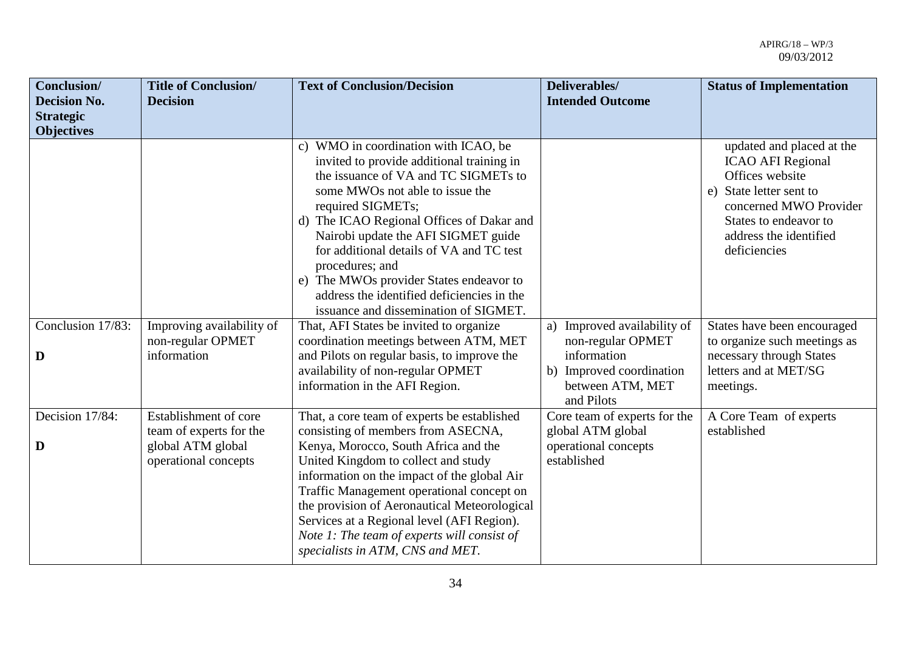| Conclusion/ Decision No. Strategic Objectives | Title of Conclusion/ Decision | Text of Conclusion/Decision | Deliverables/ Intended Outcome | Status of Implementation |
|---|---|---|---|---|
| | | c) WMO in coordination with ICAO, be invited to provide additional training in the issuance of VA and TC SIGMETs to some MWOs not able to issue the required SIGMETs;<br>d) The ICAO Regional Offices of Dakar and Nairobi update the AFI SIGMET guide for additional details of VA and TC test procedures; and<br>e) The MWOs provider States endeavor to address the identified deficiencies in the issuance and dissemination of SIGMET. | | updated and placed at the ICAO AFI Regional Offices website<br>e) State letter sent to concerned MWO Provider States to endeavor to address the identified deficiencies |
| Conclusion 17/83:<br><br>**D** | Improving availability of non-regular OPMET information | That, AFI States be invited to organize coordination meetings between ATM, MET and Pilots on regular basis, to improve the availability of non-regular OPMET information in the AFI Region. | a) Improved availability of non-regular OPMET information<br>b) Improved coordination between ATM, MET and Pilots | States have been encouraged to organize such meetings as necessary through States letters and at MET/SG meetings. |
| Decision 17/84:<br><br>**D** | Establishment of core team of experts for the global ATM global operational concepts | That, a core team of experts be established consisting of members from ASECNA, Kenya, Morocco, South Africa and the United Kingdom to collect and study information on the impact of the global Air Traffic Management operational concept on the provision of Aeronautical Meteorological Services at a Regional level (AFI Region).<br>*Note 1: The team of experts will consist of specialists in ATM, CNS and MET.* | Core team of experts for the global ATM global operational concepts established | A Core Team of experts established |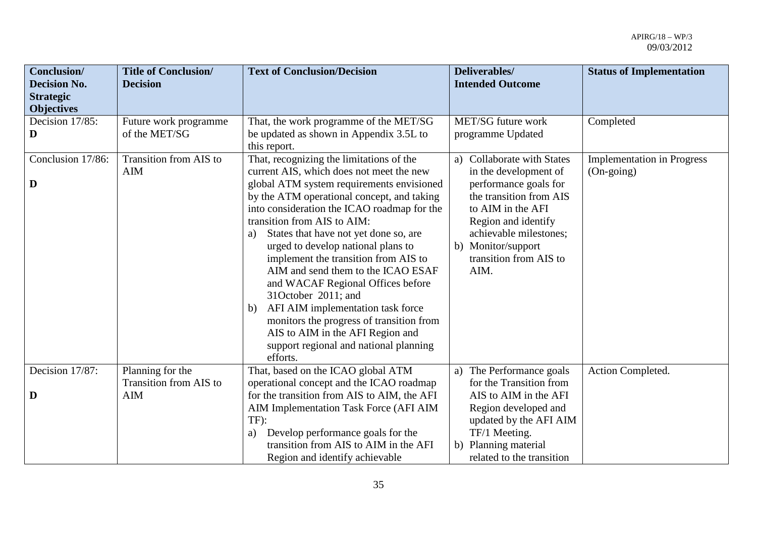| Conclusion/ Decision No. Strategic Objectives | Title of Conclusion/ Decision | Text of Conclusion/Decision | Deliverables/ Intended Outcome | Status of Implementation |
|---|---|---|---|---|
| Decision 17/85: **D** | Future work programme of the MET/SG | That, the work programme of the MET/SG be updated as shown in Appendix 3.5L to this report. | MET/SG future work programme Updated | Completed |
| Conclusion 17/86: **D** | Transition from AIS to AIM | That, recognizing the limitations of the current AIS, which does not meet the new global ATM system requirements envisioned by the ATM operational concept, and taking into consideration the ICAO roadmap for the transition from AIS to AIM: a) States that have not yet done so, are urged to develop national plans to implement the transition from AIS to AIM and send them to the ICAO ESAF and WACAF Regional Offices before 31October 2011; and b) AFI AIM implementation task force monitors the progress of transition from AIS to AIM in the AFI Region and support regional and national planning efforts. | a) Collaborate with States in the development of performance goals for the transition from AIS to AIM in the AFI Region and identify achievable milestones; b) Monitor/support transition from AIS to AIM. | Implementation in Progress (On-going) |
| Decision 17/87: **D** | Planning for the Transition from AIS to AIM | That, based on the ICAO global ATM operational concept and the ICAO roadmap for the transition from AIS to AIM, the AFI AIM Implementation Task Force (AFI AIM TF): a) Develop performance goals for the transition from AIS to AIM in the AFI Region and identify achievable | a) The Performance goals for the Transition from AIS to AIM in the AFI Region developed and updated by the AFI AIM TF/1 Meeting. b) Planning material related to the transition | Action Completed. |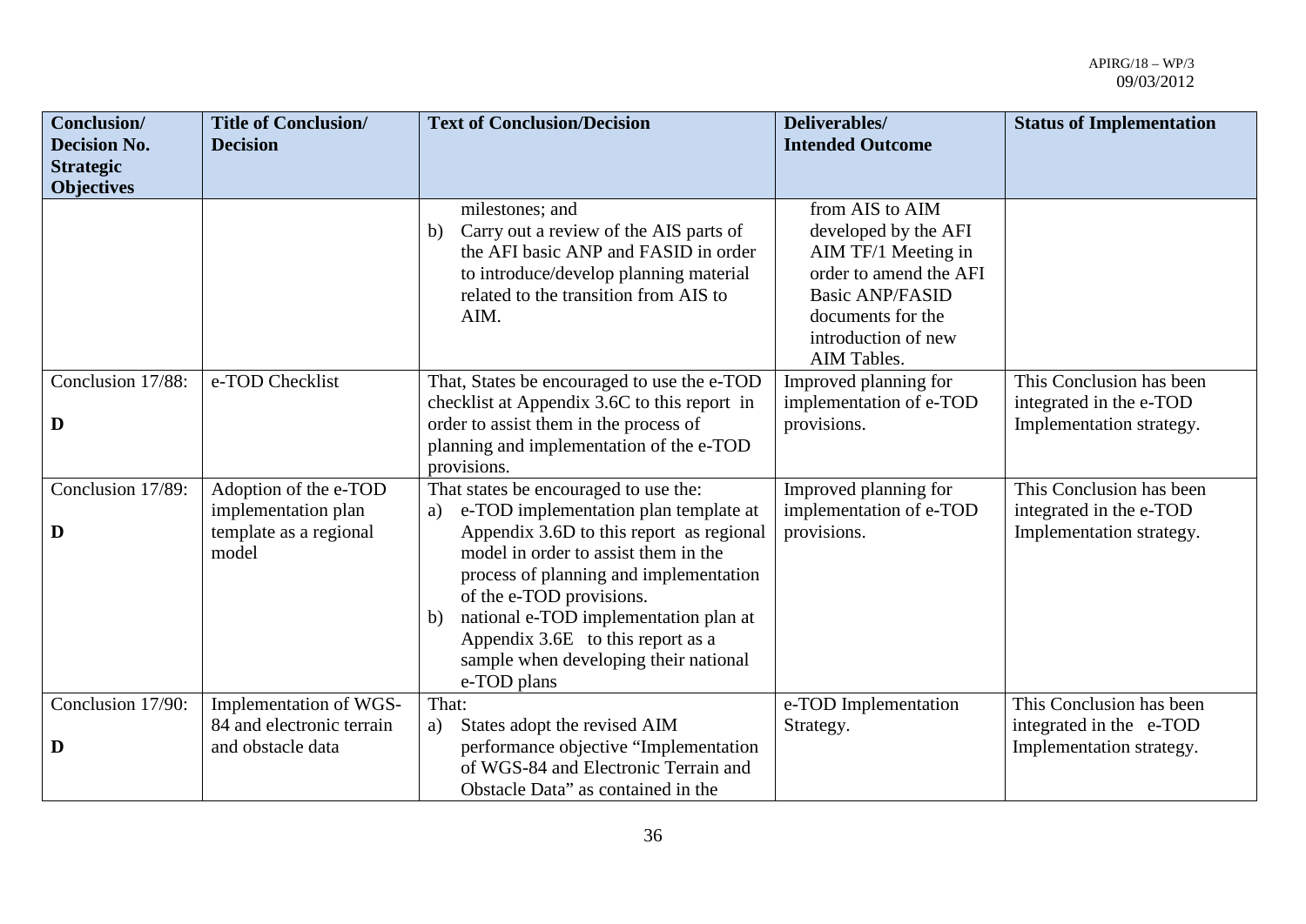| Conclusion/ Decision No. Strategic Objectives | Title of Conclusion/ Decision | Text of Conclusion/Decision | Deliverables/ Intended Outcome | Status of Implementation |
|---|---|---|---|---|
| | | milestones; and<br>b) Carry out a review of the AIS parts of the AFI basic ANP and FASID in order to introduce/develop planning material related to the transition from AIS to AIM. | from AIS to AIM developed by the AFI AIM TF/1 Meeting in order to amend the AFI Basic ANP/FASID documents for the introduction of new AIM Tables. | |
| Conclusion 17/88:<br><br>**D** | e-TOD Checklist | That, States be encouraged to use the e-TOD checklist at Appendix 3.6C to this report in order to assist them in the process of planning and implementation of the e-TOD provisions. | Improved planning for implementation of e-TOD provisions. | This Conclusion has been integrated in the e-TOD Implementation strategy. |
| Conclusion 17/89:<br><br>**D** | Adoption of the e-TOD implementation plan template as a regional model | That states be encouraged to use the:<br>a) e-TOD implementation plan template at Appendix 3.6D to this report as regional model in order to assist them in the process of planning and implementation of the e-TOD provisions.<br>b) national e-TOD implementation plan at Appendix 3.6E to this report as a sample when developing their national e-TOD plans | Improved planning for implementation of e-TOD provisions. | This Conclusion has been integrated in the e-TOD Implementation strategy. |
| Conclusion 17/90:<br><br>**D** | Implementation of WGS-84 and electronic terrain and obstacle data | That:<br>a) States adopt the revised AIM performance objective "Implementation of WGS-84 and Electronic Terrain and Obstacle Data" as contained in the | e-TOD Implementation Strategy. | This Conclusion has been integrated in the e-TOD Implementation strategy. |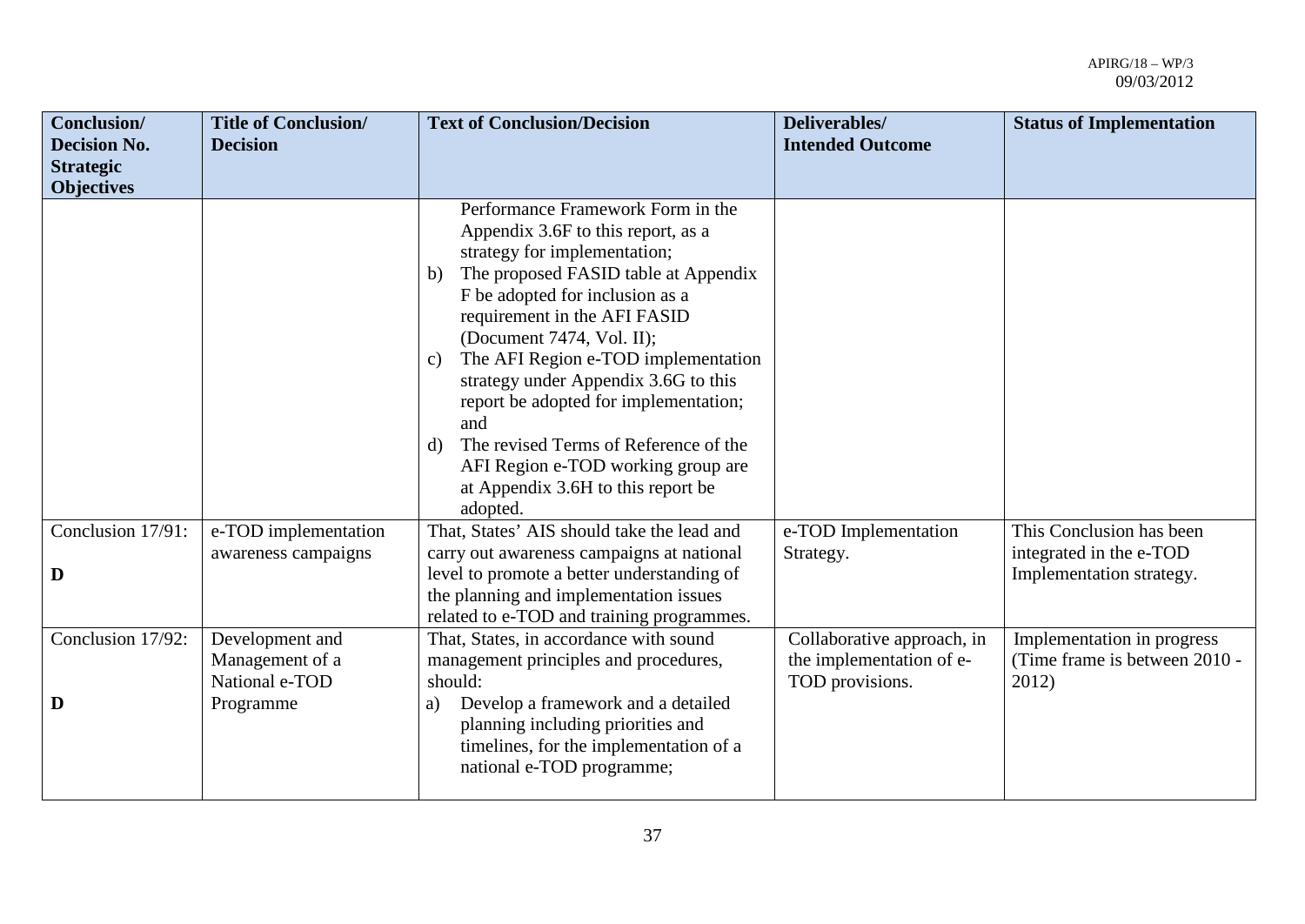| Conclusion/ Decision No. Strategic Objectives | Title of Conclusion/ Decision | Text of Conclusion/Decision | Deliverables/ Intended Outcome | Status of Implementation |
|---|---|---|---|---|
| | | Performance Framework Form in the Appendix 3.6F to this report, as a strategy for implementation;<br>b) The proposed FASID table at Appendix F be adopted for inclusion as a requirement in the AFI FASID (Document 7474, Vol. II);<br>c) The AFI Region e-TOD implementation strategy under Appendix 3.6G to this report be adopted for implementation; and<br>d) The revised Terms of Reference of the AFI Region e-TOD working group are at Appendix 3.6H to this report be adopted. | | |
| Conclusion 17/91:<br><br>**D** | e-TOD implementation awareness campaigns | That, States' AIS should take the lead and carry out awareness campaigns at national level to promote a better understanding of the planning and implementation issues related to e-TOD and training programmes. | e-TOD Implementation Strategy. | This Conclusion has been integrated in the e-TOD Implementation strategy. |
| Conclusion 17/92:<br><br>**D** | Development and Management of a National e-TOD Programme | That, States, in accordance with sound management principles and procedures, should:<br>a) Develop a framework and a detailed planning including priorities and timelines, for the implementation of a national e-TOD programme; | Collaborative approach, in the implementation of e-TOD provisions. | Implementation in progress (Time frame is between 2010 - 2012) |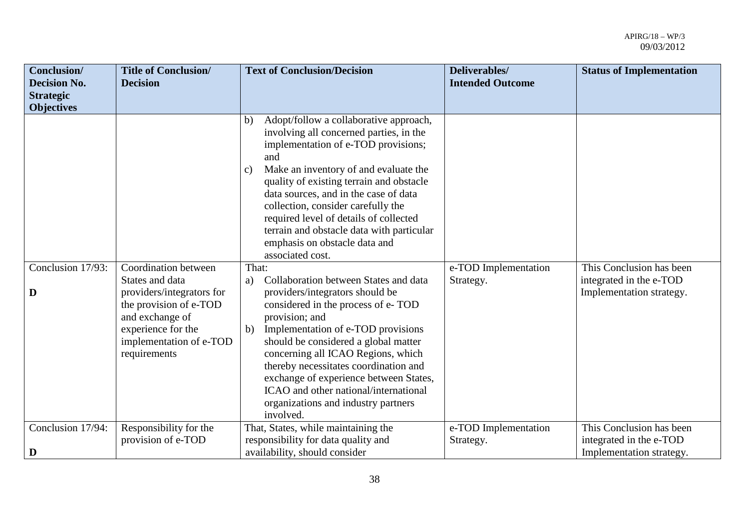| Conclusion/ Decision No. Strategic Objectives | Title of Conclusion/ Decision | Text of Conclusion/Decision | Deliverables/ Intended Outcome | Status of Implementation |
|---|---|---|---|---|
| | | b) Adopt/follow a collaborative approach, involving all concerned parties, in the implementation of e-TOD provisions; and<br>c) Make an inventory of and evaluate the quality of existing terrain and obstacle data sources, and in the case of data collection, consider carefully the required level of details of collected terrain and obstacle data with particular emphasis on obstacle data and associated cost. | | |
| Conclusion 17/93:<br><br>**D** | Coordination between States and data providers/integrators for the provision of e-TOD and exchange of experience for the implementation of e-TOD requirements | That:<br>a) Collaboration between States and data providers/integrators should be considered in the process of e- TOD provision; and<br>b) Implementation of e-TOD provisions should be considered a global matter concerning all ICAO Regions, which thereby necessitates coordination and exchange of experience between States, ICAO and other national/international organizations and industry partners involved. | e-TOD Implementation Strategy. | This Conclusion has been integrated in the e-TOD Implementation strategy. |
| Conclusion 17/94:<br><br>**D** | Responsibility for the provision of e-TOD | That, States, while maintaining the responsibility for data quality and availability, should consider | e-TOD Implementation Strategy. | This Conclusion has been integrated in the e-TOD Implementation strategy. |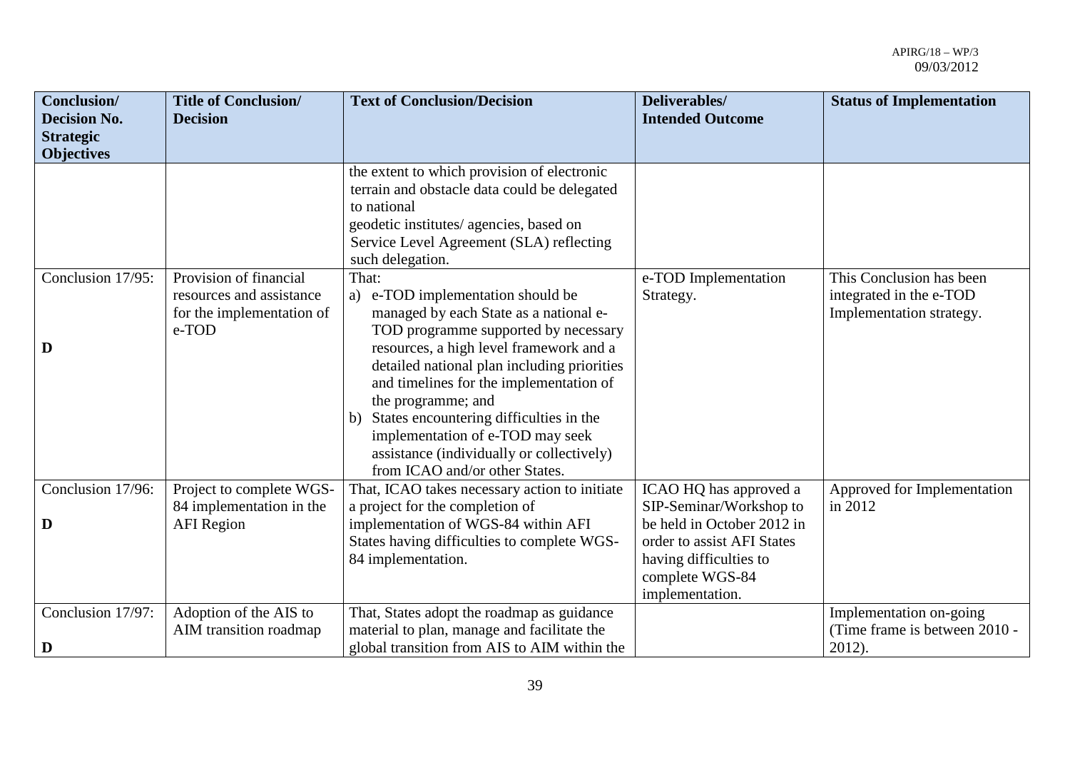| Conclusion/ Decision No. Strategic Objectives | Title of Conclusion/ Decision | Text of Conclusion/Decision | Deliverables/ Intended Outcome | Status of Implementation |
|---|---|---|---|---|
| | | the extent to which provision of electronic terrain and obstacle data could be delegated to national geodetic institutes/ agencies, based on Service Level Agreement (SLA) reflecting such delegation. | | |
| Conclusion 17/95: **D** | Provision of financial resources and assistance for the implementation of e-TOD | That: a) e-TOD implementation should be managed by each State as a national e-TOD programme supported by necessary resources, a high level framework and a detailed national plan including priorities and timelines for the implementation of the programme; and b) States encountering difficulties in the implementation of e-TOD may seek assistance (individually or collectively) from ICAO and/or other States. | e-TOD Implementation Strategy. | This Conclusion has been integrated in the e-TOD Implementation strategy. |
| Conclusion 17/96: **D** | Project to complete WGS-84 implementation in the AFI Region | That, ICAO takes necessary action to initiate a project for the completion of implementation of WGS-84 within AFI States having difficulties to complete WGS-84 implementation. | ICAO HQ has approved a SIP-Seminar/Workshop to be held in October 2012 in order to assist AFI States having difficulties to complete WGS-84 implementation. | Approved for Implementation in 2012 |
| Conclusion 17/97: **D** | Adoption of the AIS to AIM transition roadmap | That, States adopt the roadmap as guidance material to plan, manage and facilitate the global transition from AIS to AIM within the | | Implementation on-going (Time frame is between 2010 - 2012). |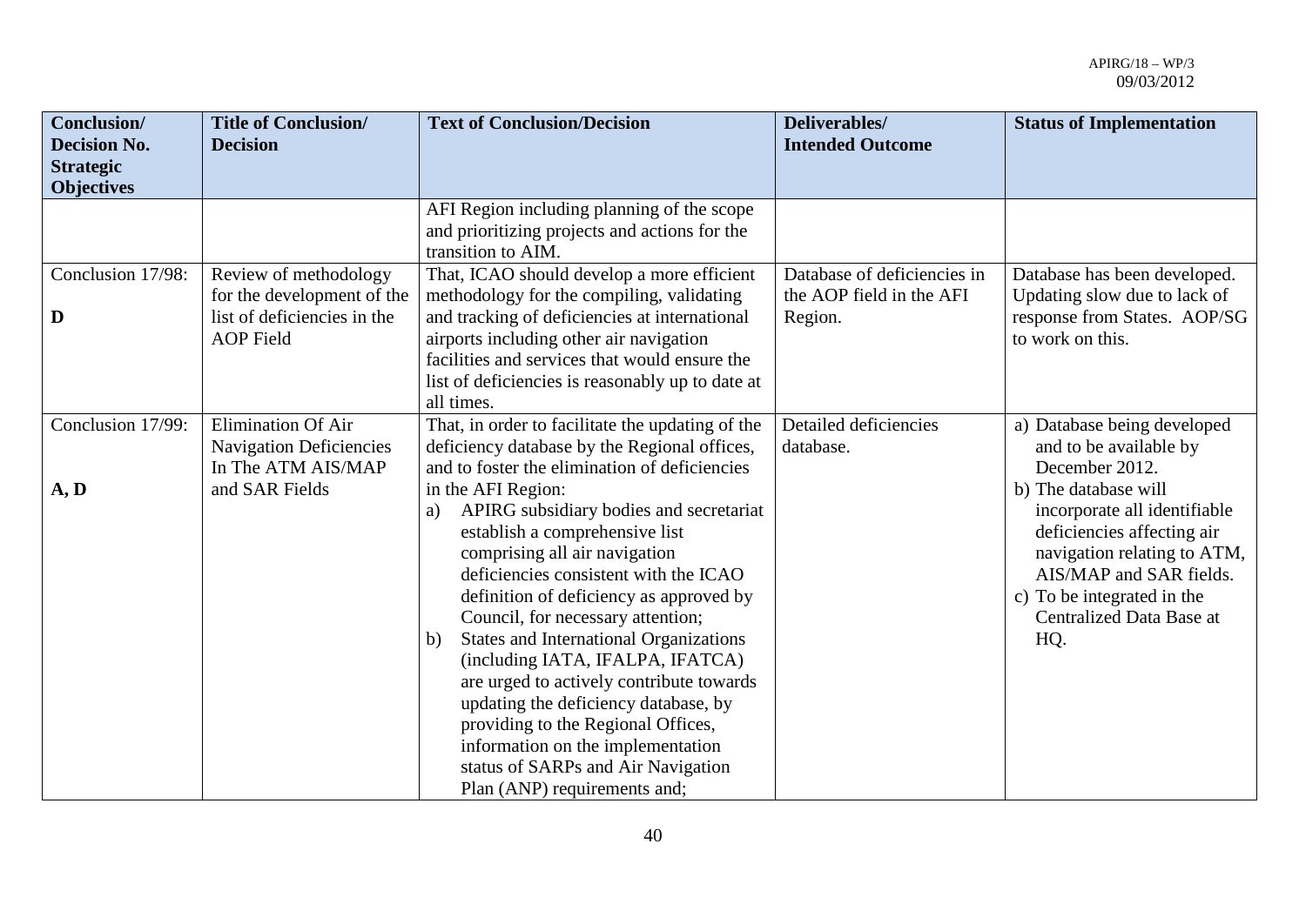| Conclusion/ Decision No. Strategic Objectives | Title of Conclusion/ Decision | Text of Conclusion/Decision | Deliverables/ Intended Outcome | Status of Implementation |
|---|---|---|---|---|
| | | AFI Region including planning of the scope and prioritizing projects and actions for the transition to AIM. | | |
| Conclusion 17/98: **D** | Review of methodology for the development of the list of deficiencies in the AOP Field | That, ICAO should develop a more efficient methodology for the compiling, validating and tracking of deficiencies at international airports including other air navigation facilities and services that would ensure the list of deficiencies is reasonably up to date at all times. | Database of deficiencies in the AOP field in the AFI Region. | Database has been developed. Updating slow due to lack of response from States. AOP/SG to work on this. |
| Conclusion 17/99: **A, D** | Elimination Of Air Navigation Deficiencies In The ATM AIS/MAP and SAR Fields | That, in order to facilitate the updating of the deficiency database by the Regional offices, and to foster the elimination of deficiencies in the AFI Region: a) APIRG subsidiary bodies and secretariat establish a comprehensive list comprising all air navigation deficiencies consistent with the ICAO definition of deficiency as approved by Council, for necessary attention; b) States and International Organizations (including IATA, IFALPA, IFATCA) are urged to actively contribute towards updating the deficiency database, by providing to the Regional Offices, information on the implementation status of SARPs and Air Navigation Plan (ANP) requirements and; | Detailed deficiencies database. | a) Database being developed and to be available by December 2012. b) The database will incorporate all identifiable deficiencies affecting air navigation relating to ATM, AIS/MAP and SAR fields. c) To be integrated in the Centralized Data Base at HQ. |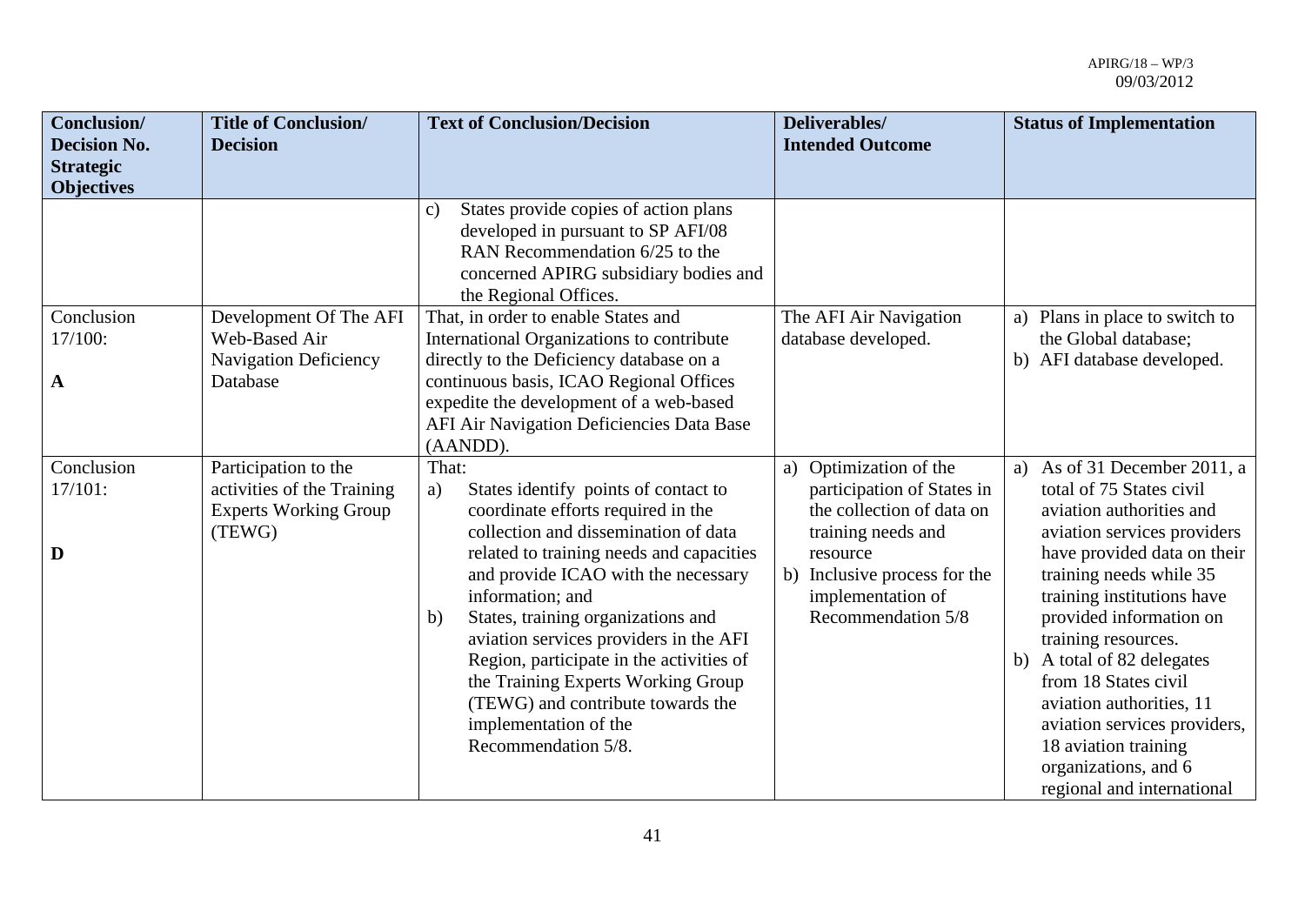| Conclusion/ Decision No. Strategic Objectives | Title of Conclusion/ Decision | Text of Conclusion/Decision | Deliverables/ Intended Outcome | Status of Implementation |
|---|---|---|---|---|
| | | c) States provide copies of action plans developed in pursuant to SP AFI/08 RAN Recommendation 6/25 to the concerned APIRG subsidiary bodies and the Regional Offices. | | |
| Conclusion 17/100: **A** | Development Of The AFI Web-Based Air Navigation Deficiency Database | That, in order to enable States and International Organizations to contribute directly to the Deficiency database on a continuous basis, ICAO Regional Offices expedite the development of a web-based AFI Air Navigation Deficiencies Data Base (AANDD). | The AFI Air Navigation database developed. | a) Plans in place to switch to the Global database; b) AFI database developed. |
| Conclusion 17/101: **D** | Participation to the activities of the Training Experts Working Group (TEWG) | That: a) States identify points of contact to coordinate efforts required in the collection and dissemination of data related to training needs and capacities and provide ICAO with the necessary information; and b) States, training organizations and aviation services providers in the AFI Region, participate in the activities of the Training Experts Working Group (TEWG) and contribute towards the implementation of the Recommendation 5/8. | a) Optimization of the participation of States in the collection of data on training needs and resource b) Inclusive process for the implementation of Recommendation 5/8 | a) As of 31 December 2011, a total of 75 States civil aviation authorities and aviation services providers have provided data on their training needs while 35 training institutions have provided information on training resources. b) A total of 82 delegates from 18 States civil aviation authorities, 11 aviation services providers, 18 aviation training organizations, and 6 regional and international |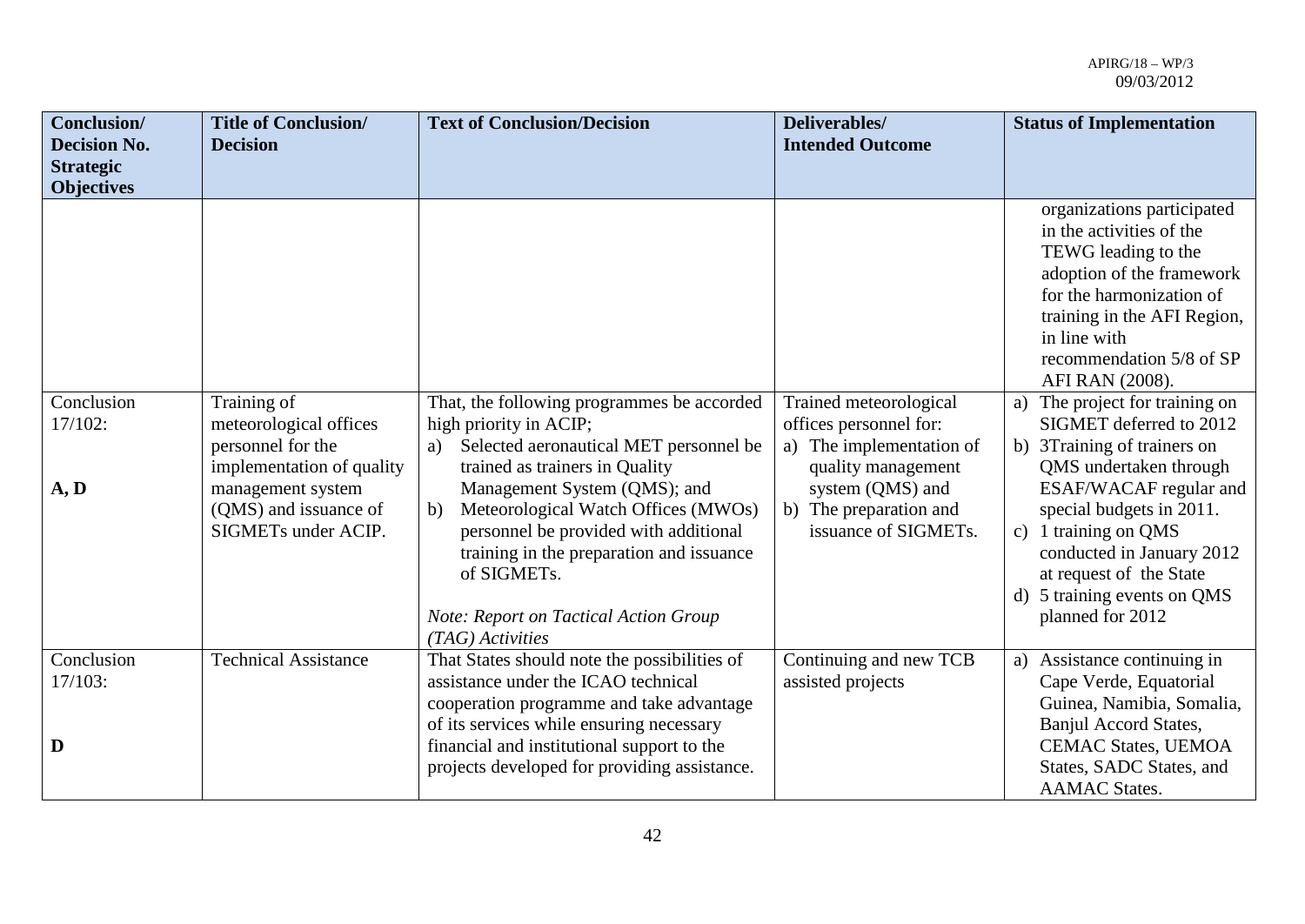| Conclusion/ Decision No. Strategic Objectives | Title of Conclusion/ Decision | Text of Conclusion/Decision | Deliverables/ Intended Outcome | Status of Implementation |
|---|---|---|---|---|
| | | | | organizations participated in the activities of the TEWG leading to the adoption of the framework for the harmonization of training in the AFI Region, in line with recommendation 5/8 of SP AFI RAN (2008). |
| Conclusion 17/102: **A, D** | Training of meteorological offices personnel for the implementation of quality management system (QMS) and issuance of SIGMETs under ACIP. | That, the following programmes be accorded high priority in ACIP; a) Selected aeronautical MET personnel be trained as trainers in Quality Management System (QMS); and b) Meteorological Watch Offices (MWOs) personnel be provided with additional training in the preparation and issuance of SIGMETs. *Note: Report on Tactical Action Group (TAG) Activities* | Trained meteorological offices personnel for: a) The implementation of quality management system (QMS) and b) The preparation and issuance of SIGMETs. | a) The project for training on SIGMET deferred to 2012 b) 3Training of trainers on QMS undertaken through ESAF/WACAF regular and special budgets in 2011. c) 1 training on QMS conducted in January 2012 at request of the State d) 5 training events on QMS planned for 2012 |
| Conclusion 17/103: **D** | Technical Assistance | That States should note the possibilities of assistance under the ICAO technical cooperation programme and take advantage of its services while ensuring necessary financial and institutional support to the projects developed for providing assistance. | Continuing and new TCB assisted projects | a) Assistance continuing in Cape Verde, Equatorial Guinea, Namibia, Somalia, Banjul Accord States, CEMAC States, UEMOA States, SADC States, and AAMAC States. |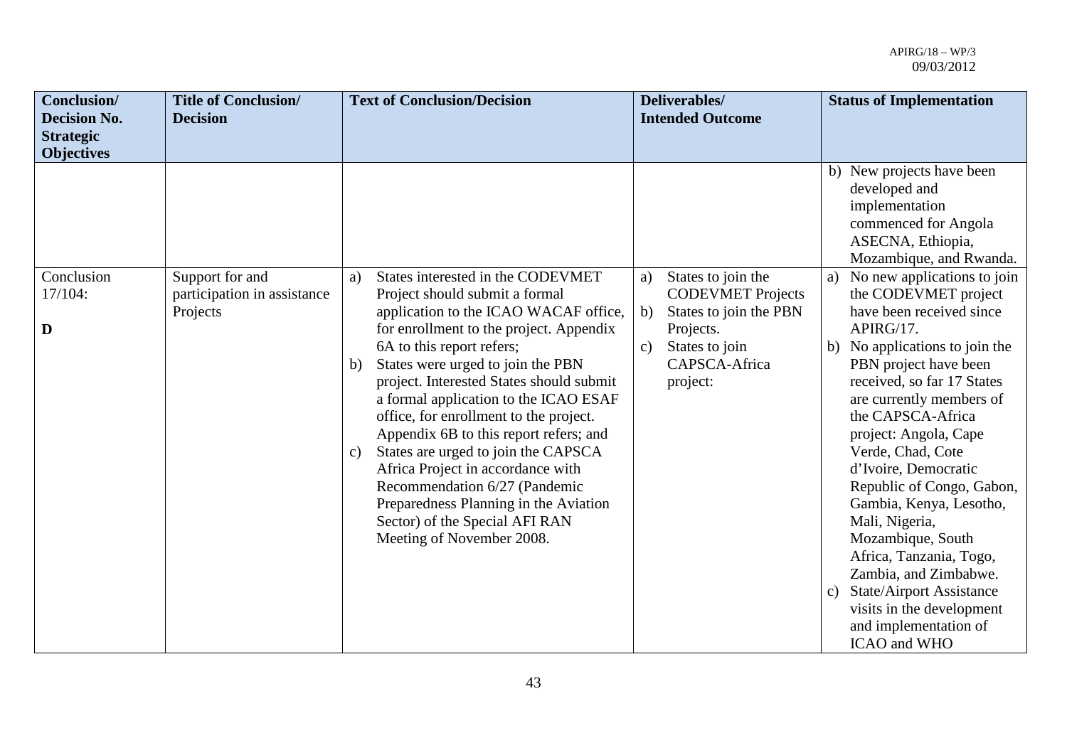| Conclusion/ Decision No. Strategic Objectives | Title of Conclusion/ Decision | Text of Conclusion/Decision | Deliverables/ Intended Outcome | Status of Implementation |
|---|---|---|---|---|
| | | | | b) New projects have been developed and implementation commenced for Angola ASECNA, Ethiopia, Mozambique, and Rwanda. |
| Conclusion 17/104: **D** | Support for and participation in assistance Projects | a) States interested in the CODEVMET Project should submit a formal application to the ICAO WACAF office, for enrollment to the project. Appendix 6A to this report refers; b) States were urged to join the PBN project. Interested States should submit a formal application to the ICAO ESAF office, for enrollment to the project. Appendix 6B to this report refers; and c) States are urged to join the CAPSCA Africa Project in accordance with Recommendation 6/27 (Pandemic Preparedness Planning in the Aviation Sector) of the Special AFI RAN Meeting of November 2008. | a) States to join the CODEVMET Projects b) States to join the PBN Projects. c) States to join CAPSCA-Africa project: | a) No new applications to join the CODEVMET project have been received since APIRG/17. b) No applications to join the PBN project have been received, so far 17 States are currently members of the CAPSCA-Africa project: Angola, Cape Verde, Chad, Cote d'Ivoire, Democratic Republic of Congo, Gabon, Gambia, Kenya, Lesotho, Mali, Nigeria, Mozambique, South Africa, Tanzania, Togo, Zambia, and Zimbabwe. c) State/Airport Assistance visits in the development and implementation of ICAO and WHO |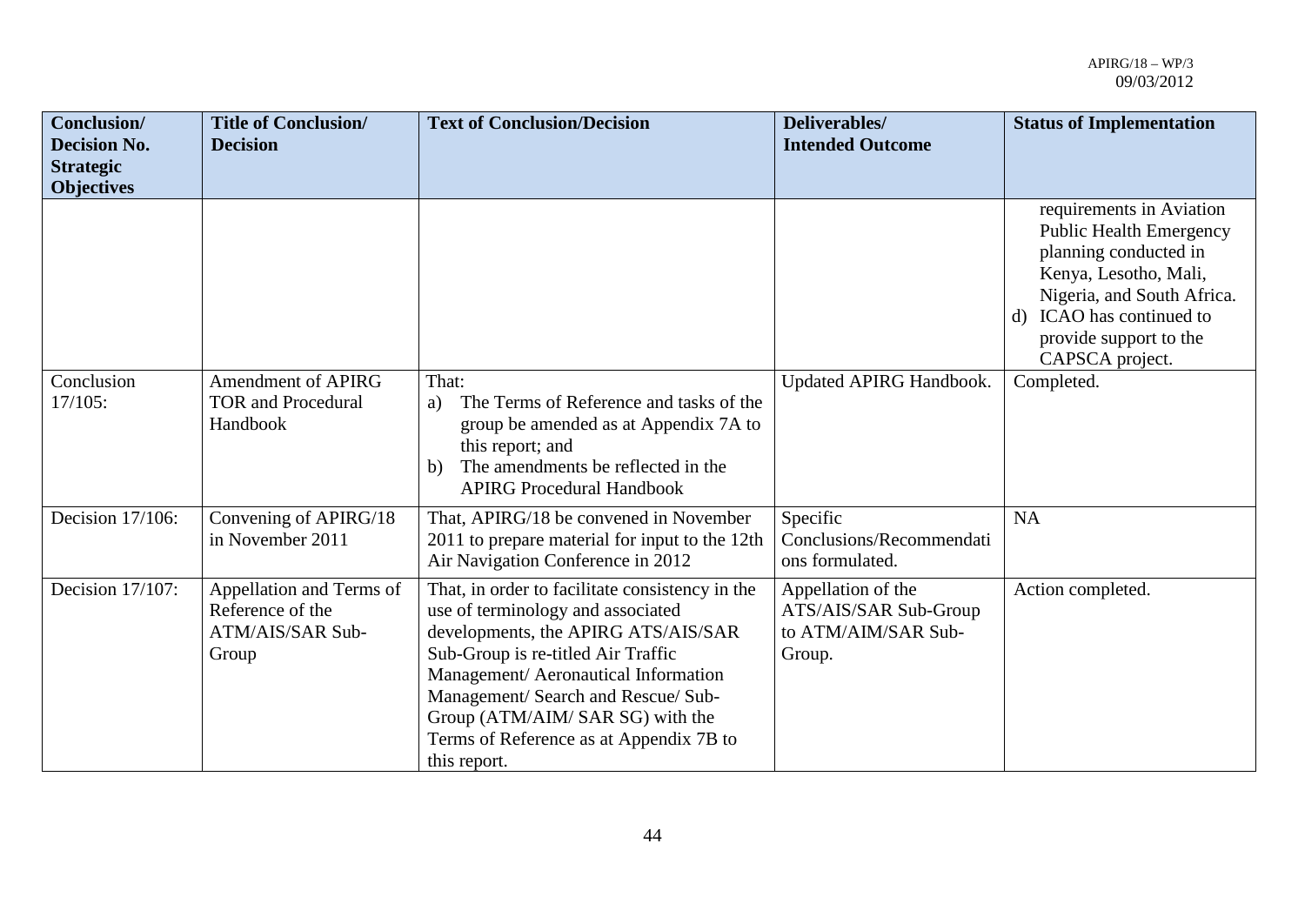| Conclusion/ Decision No. Strategic Objectives | Title of Conclusion/ Decision | Text of Conclusion/Decision | Deliverables/ Intended Outcome | Status of Implementation |
|---|---|---|---|---|
| | | | | requirements in Aviation Public Health Emergency planning conducted in Kenya, Lesotho, Mali, Nigeria, and South Africa.<br>d) ICAO has continued to provide support to the CAPSCA project. |
| Conclusion 17/105: | Amendment of APIRG TOR and Procedural Handbook | That:<br>a) The Terms of Reference and tasks of the group be amended as at Appendix 7A to this report; and<br>b) The amendments be reflected in the APIRG Procedural Handbook | Updated APIRG Handbook. | Completed. |
| Decision 17/106: | Convening of APIRG/18 in November 2011 | That, APIRG/18 be convened in November 2011 to prepare material for input to the 12th Air Navigation Conference in 2012 | Specific Conclusions/Recommendations formulated. | NA |
| Decision 17/107: | Appellation and Terms of Reference of the ATM/AIS/SAR Sub-Group | That, in order to facilitate consistency in the use of terminology and associated developments, the APIRG ATS/AIS/SAR Sub-Group is re-titled Air Traffic Management/ Aeronautical Information Management/ Search and Rescue/ Sub-Group (ATM/AIM/ SAR SG) with the Terms of Reference as at Appendix 7B to this report. | Appellation of the ATS/AIS/SAR Sub-Group to ATM/AIM/SAR Sub-Group. | Action completed. |